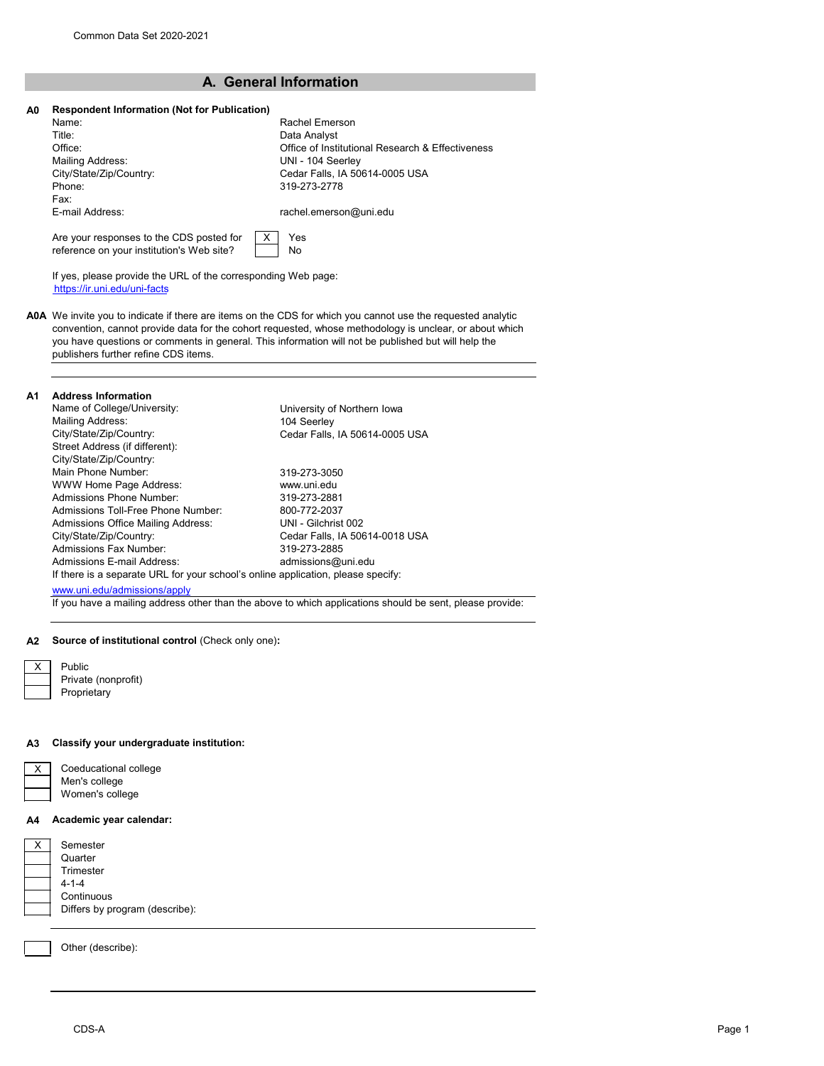## A. General Information

**A0 Respondent Information (Not for Publication)**

| | |
|---|---|
| Name: | Rachel Emerson |
| Title: | Data Analyst |
| Office: | Office of Institutional Research & Effectiveness |
| Mailing Address: | UNI - 104 Seerley |
| City/State/Zip/Country: | Cedar Falls, IA 50614-0005 USA |
| Phone: | 319-273-2778 |
| Fax: | |
| E-mail Address: | rachel.emerson@uni.edu |

Are your responses to the CDS posted for reference on your institution's Web site?

| | |
|---|---|
| X | Yes |
| | No |

If yes, please provide the URL of the corresponding Web page:
https://ir.uni.edu/uni-facts

**A0A** We invite you to indicate if there are items on the CDS for which you cannot use the requested analytic convention, cannot provide data for the cohort requested, whose methodology is unclear, or about which you have questions or comments in general. This information will not be published but will help the publishers further refine CDS items.

**A1 Address Information**

| | |
|---|---|
| Name of College/University: | University of Northern Iowa |
| Mailing Address: | 104 Seerley |
| City/State/Zip/Country: | Cedar Falls, IA 50614-0005 USA |
| Street Address (if different): | |
| City/State/Zip/Country: | |
| Main Phone Number: | 319-273-3050 |
| WWW Home Page Address: | www.uni.edu |
| Admissions Phone Number: | 319-273-2881 |
| Admissions Toll-Free Phone Number: | 800-772-2037 |
| Admissions Office Mailing Address: | UNI - Gilchrist 002 |
| City/State/Zip/Country: | Cedar Falls, IA 50614-0018 USA |
| Admissions Fax Number: | 319-273-2885 |
| Admissions E-mail Address: | admissions@uni.edu |

If there is a separate URL for your school's online application, please specify:
www.uni.edu/admissions/apply

If you have a mailing address other than the above to which applications should be sent, please provide:

**A2 Source of institutional control** (Check only one)**:**

| | |
|---|---|
| X | Public |
| | Private (nonprofit) |
| | Proprietary |

**A3 Classify your undergraduate institution:**

| | |
|---|---|
| X | Coeducational college |
| | Men's college |
| | Women's college |

**A4 Academic year calendar:**

| | |
|---|---|
| X | Semester |
| | Quarter |
| | Trimester |
| | 4-1-4 |
| | Continuous |
| | Differs by program (describe): |

| | |
|---|---|
| | Other (describe): |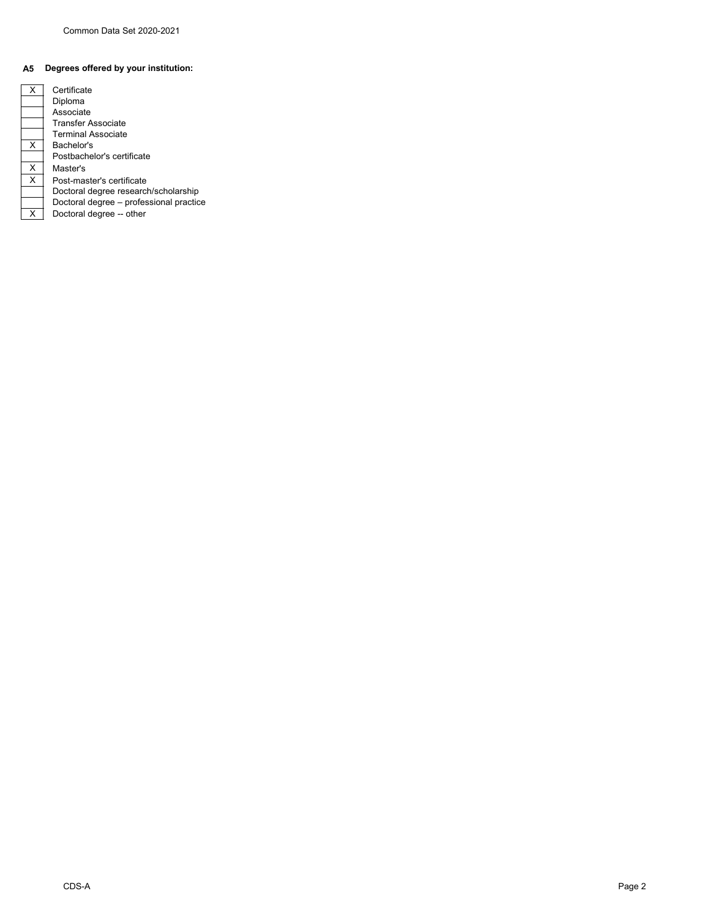**A5 Degrees offered by your institution:**

| | |
|---|---|
| X | Certificate |
| | Diploma |
| | Associate |
| | Transfer Associate |
| | Terminal Associate |
| X | Bachelor's |
| | Postbachelor's certificate |
| X | Master's |
| X | Post-master's certificate |
| | Doctoral degree research/scholarship |
| | Doctoral degree – professional practice |
| X | Doctoral degree -- other |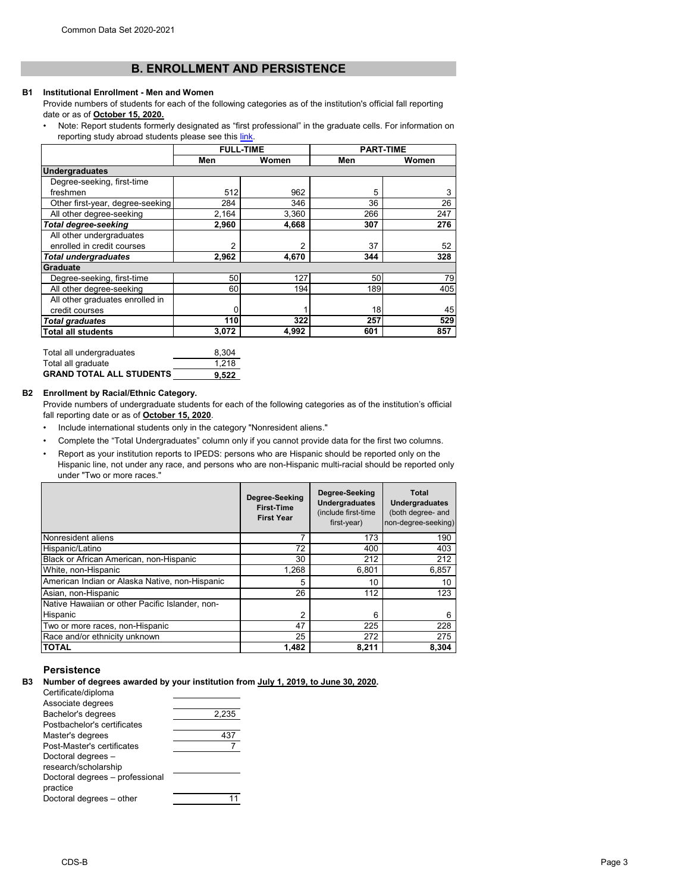## B. ENROLLMENT AND PERSISTENCE

**B1 Institutional Enrollment - Men and Women**

Provide numbers of students for each of the following categories as of the institution's official fall reporting date or as of **October 15, 2020.**

- Note: Report students formerly designated as "first professional" in the graduate cells. For information on reporting study abroad students please see this link.

| | FULL-TIME | | PART-TIME | |
|---|---|---|---|---|
| | Men | Women | Men | Women |
| **Undergraduates** | | | | |
| Degree-seeking, first-time freshmen | 512 | 962 | 5 | 3 |
| Other first-year, degree-seeking | 284 | 346 | 36 | 26 |
| All other degree-seeking | 2,164 | 3,360 | 266 | 247 |
| ***Total degree-seeking*** | **2,960** | **4,668** | **307** | **276** |
| All other undergraduates enrolled in credit courses | 2 | 2 | 37 | 52 |
| ***Total undergraduates*** | **2,962** | **4,670** | **344** | **328** |
| **Graduate** | | | | |
| Degree-seeking, first-time | 50 | 127 | 50 | 79 |
| All other degree-seeking | 60 | 194 | 189 | 405 |
| All other graduates enrolled in credit courses | 0 | 1 | 18 | 45 |
| ***Total graduates*** | **110** | **322** | **257** | **529** |
| **Total all students** | **3,072** | **4,992** | **601** | **857** |

| | |
|---|---|
| Total all undergraduates | 8,304 |
| Total all graduate | 1,218 |
| **GRAND TOTAL ALL STUDENTS** | **9,522** |

**B2 Enrollment by Racial/Ethnic Category.**

Provide numbers of undergraduate students for each of the following categories as of the institution's official fall reporting date or as of **October 15, 2020**.

- Include international students only in the category "Nonresident aliens."
- Complete the "Total Undergraduates" column only if you cannot provide data for the first two columns.
- Report as your institution reports to IPEDS: persons who are Hispanic should be reported only on the Hispanic line, not under any race, and persons who are non-Hispanic multi-racial should be reported only under "Two or more races."

| | Degree-Seeking First-Time First Year | Degree-Seeking Undergraduates (include first-time first-year) | Total Undergraduates (both degree- and non-degree-seeking) |
|---|---|---|---|
| Nonresident aliens | 7 | 173 | 190 |
| Hispanic/Latino | 72 | 400 | 403 |
| Black or African American, non-Hispanic | 30 | 212 | 212 |
| White, non-Hispanic | 1,268 | 6,801 | 6,857 |
| American Indian or Alaska Native, non-Hispanic | 5 | 10 | 10 |
| Asian, non-Hispanic | 26 | 112 | 123 |
| Native Hawaiian or other Pacific Islander, non-Hispanic | 2 | 6 | 6 |
| Two or more races, non-Hispanic | 47 | 225 | 228 |
| Race and/or ethnicity unknown | 25 | 272 | 275 |
| **TOTAL** | **1,482** | **8,211** | **8,304** |

### Persistence

**B3 Number of degrees awarded by your institution from July 1, 2019, to June 30, 2020.**

| | |
|---|---|
| Certificate/diploma | |
| Associate degrees | |
| Bachelor's degrees | 2,235 |
| Postbachelor's certificates | |
| Master's degrees | 437 |
| Post-Master's certificates | 7 |
| Doctoral degrees – research/scholarship | |
| Doctoral degrees – professional practice | |
| Doctoral degrees – other | 11 |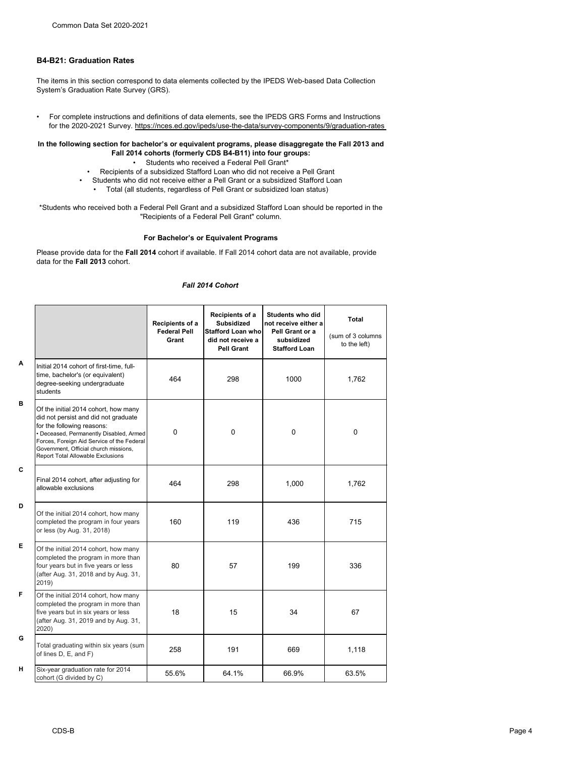## B4-B21: Graduation Rates

The items in this section correspond to data elements collected by the IPEDS Web-based Data Collection System's Graduation Rate Survey (GRS).

- For complete instructions and definitions of data elements, see the IPEDS GRS Forms and Instructions for the 2020-2021 Survey. https://nces.ed.gov/ipeds/use-the-data/survey-components/9/graduation-rates

**In the following section for bachelor's or equivalent programs, please disaggregate the Fall 2013 and Fall 2014 cohorts (formerly CDS B4-B11) into four groups:**

- Students who received a Federal Pell Grant*
- Recipients of a subsidized Stafford Loan who did not receive a Pell Grant
- Students who did not receive either a Pell Grant or a subsidized Stafford Loan
- Total (all students, regardless of Pell Grant or subsidized loan status)

*Students who received both a Federal Pell Grant and a subsidized Stafford Loan should be reported in the "Recipients of a Federal Pell Grant" column.

### For Bachelor's or Equivalent Programs

Please provide data for the **Fall 2014** cohort if available. If Fall 2014 cohort data are not available, provide data for the **Fall 2013** cohort.

*Fall 2014 Cohort*

| | | Recipients of a Federal Pell Grant | Recipients of a Subsidized Stafford Loan who did not receive a Pell Grant | Students who did not receive either a Pell Grant or a subsidized Stafford Loan | Total (sum of 3 columns to the left) |
|---|---|---|---|---|---|
| A | Initial 2014 cohort of first-time, full-time, bachelor's (or equivalent) degree-seeking undergraduate students | 464 | 298 | 1000 | 1,762 |
| B | Of the initial 2014 cohort, how many did not persist and did not graduate for the following reasons: • Deceased, Permanently Disabled, Armed Forces, Foreign Aid Service of the Federal Government, Official church missions, Report Total Allowable Exclusions | 0 | 0 | 0 | 0 |
| C | Final 2014 cohort, after adjusting for allowable exclusions | 464 | 298 | 1,000 | 1,762 |
| D | Of the initial 2014 cohort, how many completed the program in four years or less (by Aug. 31, 2018) | 160 | 119 | 436 | 715 |
| E | Of the initial 2014 cohort, how many completed the program in more than four years but in five years or less (after Aug. 31, 2018 and by Aug. 31, 2019) | 80 | 57 | 199 | 336 |
| F | Of the initial 2014 cohort, how many completed the program in more than five years but in six years or less (after Aug. 31, 2019 and by Aug. 31, 2020) | 18 | 15 | 34 | 67 |
| G | Total graduating within six years (sum of lines D, E, and F) | 258 | 191 | 669 | 1,118 |
| H | Six-year graduation rate for 2014 cohort (G divided by C) | 55.6% | 64.1% | 66.9% | 63.5% |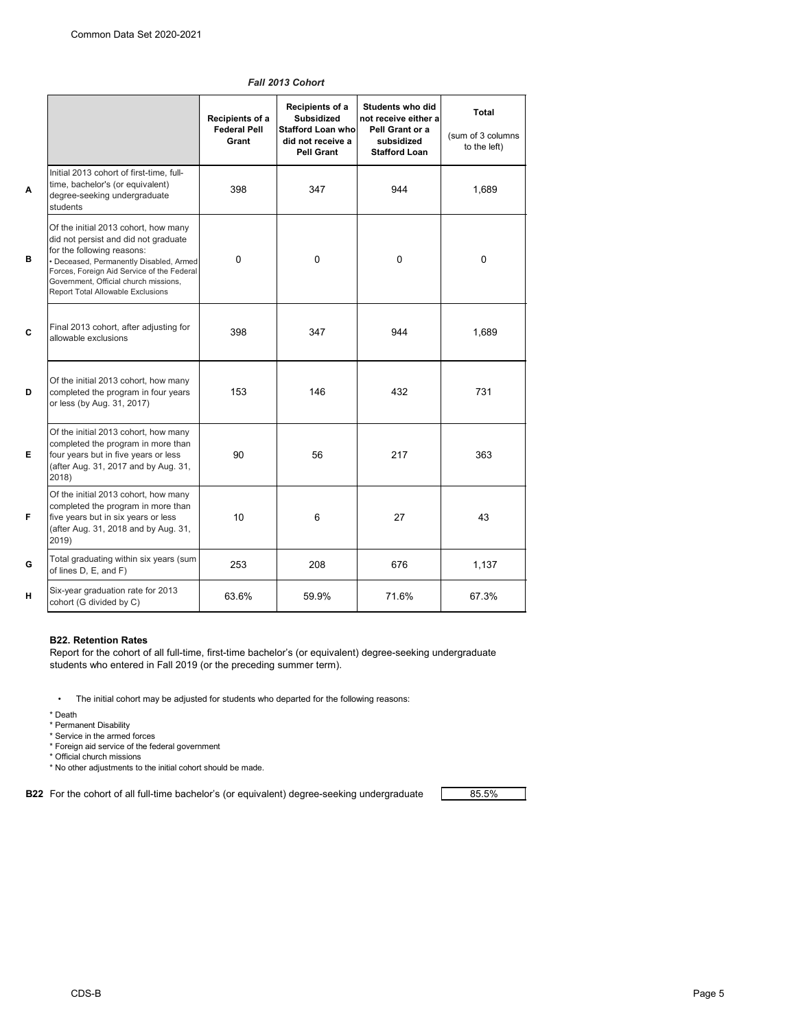*Fall 2013 Cohort*

| | | Recipients of a Federal Pell Grant | Recipients of a Subsidized Stafford Loan who did not receive a Pell Grant | Students who did not receive either a Pell Grant or a subsidized Stafford Loan | Total (sum of 3 columns to the left) |
|---|---|---|---|---|---|
| A | Initial 2013 cohort of first-time, full-time, bachelor's (or equivalent) degree-seeking undergraduate students | 398 | 347 | 944 | 1,689 |
| B | Of the initial 2013 cohort, how many did not persist and did not graduate for the following reasons: • Deceased, Permanently Disabled, Armed Forces, Foreign Aid Service of the Federal Government, Official church missions, Report Total Allowable Exclusions | 0 | 0 | 0 | 0 |
| C | Final 2013 cohort, after adjusting for allowable exclusions | 398 | 347 | 944 | 1,689 |
| D | Of the initial 2013 cohort, how many completed the program in four years or less (by Aug. 31, 2017) | 153 | 146 | 432 | 731 |
| E | Of the initial 2013 cohort, how many completed the program in more than four years but in five years or less (after Aug. 31, 2017 and by Aug. 31, 2018) | 90 | 56 | 217 | 363 |
| F | Of the initial 2013 cohort, how many completed the program in more than five years but in six years or less (after Aug. 31, 2018 and by Aug. 31, 2019) | 10 | 6 | 27 | 43 |
| G | Total graduating within six years (sum of lines D, E, and F) | 253 | 208 | 676 | 1,137 |
| H | Six-year graduation rate for 2013 cohort (G divided by C) | 63.6% | 59.9% | 71.6% | 67.3% |

**B22. Retention Rates**

Report for the cohort of all full-time, first-time bachelor's (or equivalent) degree-seeking undergraduate students who entered in Fall 2019 (or the preceding summer term).

- The initial cohort may be adjusted for students who departed for the following reasons:

* Death
* Permanent Disability
* Service in the armed forces
* Foreign aid service of the federal government
* Official church missions
* No other adjustments to the initial cohort should be made.

**B22** For the cohort of all full-time bachelor's (or equivalent) degree-seeking undergraduate | 85.5%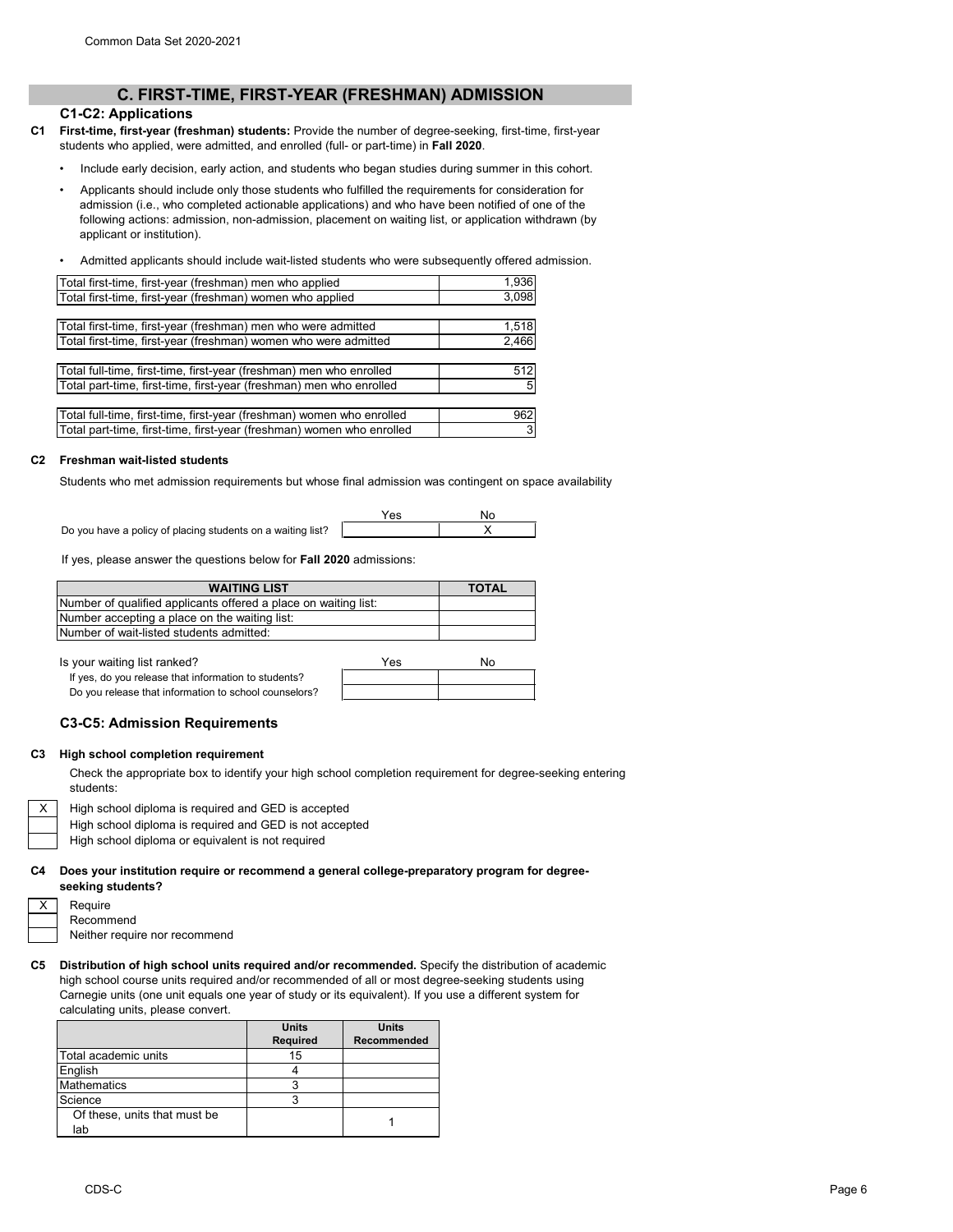## C. FIRST-TIME, FIRST-YEAR (FRESHMAN) ADMISSION

### C1-C2: Applications

**C1 First-time, first-year (freshman) students:** Provide the number of degree-seeking, first-time, first-year students who applied, were admitted, and enrolled (full- or part-time) in **Fall 2020**.

- Include early decision, early action, and students who began studies during summer in this cohort.
- Applicants should include only those students who fulfilled the requirements for consideration for admission (i.e., who completed actionable applications) and who have been notified of one of the following actions: admission, non-admission, placement on waiting list, or application withdrawn (by applicant or institution).
- Admitted applicants should include wait-listed students who were subsequently offered admission.

| | |
|---|---|
| Total first-time, first-year (freshman) men who applied | 1,936 |
| Total first-time, first-year (freshman) women who applied | 3,098 |
| | |
| Total first-time, first-year (freshman) men who were admitted | 1,518 |
| Total first-time, first-year (freshman) women who were admitted | 2,466 |
| | |
| Total full-time, first-time, first-year (freshman) men who enrolled | 512 |
| Total part-time, first-time, first-year (freshman) men who enrolled | 5 |
| | |
| Total full-time, first-time, first-year (freshman) women who enrolled | 962 |
| Total part-time, first-time, first-year (freshman) women who enrolled | 3 |

**C2 Freshman wait-listed students**

Students who met admission requirements but whose final admission was contingent on space availability

| | Yes | No |
|---|---|---|
| Do you have a policy of placing students on a waiting list? | | X |

If yes, please answer the questions below for **Fall 2020** admissions:

| WAITING LIST | TOTAL |
|---|---|
| Number of qualified applicants offered a place on waiting list: | |
| Number accepting a place on the waiting list: | |
| Number of wait-listed students admitted: | |

| Is your waiting list ranked? | Yes | No |
|---|---|---|
| If yes, do you release that information to students? | | |
| Do you release that information to school counselors? | | |

### C3-C5: Admission Requirements

**C3 High school completion requirement**

Check the appropriate box to identify your high school completion requirement for degree-seeking entering students:

| | |
|---|---|
| X | High school diploma is required and GED is accepted |
| | High school diploma is required and GED is not accepted |
| | High school diploma or equivalent is not required |

**C4 Does your institution require or recommend a general college-preparatory program for degree-seeking students?**

| | |
|---|---|
| X | Require |
| | Recommend |
| | Neither require nor recommend |

**C5 Distribution of high school units required and/or recommended.** Specify the distribution of academic high school course units required and/or recommended of all or most degree-seeking students using Carnegie units (one unit equals one year of study or its equivalent). If you use a different system for calculating units, please convert.

| | Units Required | Units Recommended |
|---|---|---|
| Total academic units | 15 | |
| English | 4 | |
| Mathematics | 3 | |
| Science | 3 | |
| Of these, units that must be lab | | 1 |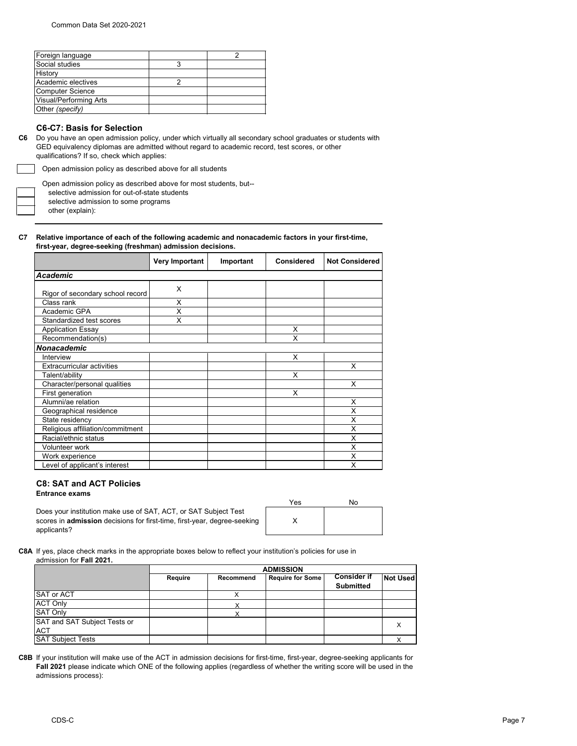| | | |
|---|---|---|
| Foreign language | | 2 |
| Social studies | 3 | |
| History | | |
| Academic electives | 2 | |
| Computer Science | | |
| Visual/Performing Arts | | |
| Other *(specify)* | | |

### C6-C7: Basis for Selection

**C6** Do you have an open admission policy, under which virtually all secondary school graduates or students with GED equivalency diplomas are admitted without regard to academic record, test scores, or other qualifications? If so, check which applies:

- [ ] Open admission policy as described above for all students

Open admission policy as described above for most students, but--

- [ ] selective admission for out-of-state students
- [ ] selective admission to some programs
- [ ] other (explain):

**C7 Relative importance of each of the following academic and nonacademic factors in your first-time, first-year, degree-seeking (freshman) admission decisions.**

| | Very Important | Important | Considered | Not Considered |
|---|---|---|---|---|
| ***Academic*** | | | | |
| Rigor of secondary school record | X | | | |
| Class rank | X | | | |
| Academic GPA | X | | | |
| Standardized test scores | X | | | |
| Application Essay | | | X | |
| Recommendation(s) | | | X | |
| ***Nonacademic*** | | | | |
| Interview | | | X | |
| Extracurricular activities | | | | X |
| Talent/ability | | | X | |
| Character/personal qualities | | | | X |
| First generation | | | X | |
| Alumni/ae relation | | | | X |
| Geographical residence | | | | X |
| State residency | | | | X |
| Religious affiliation/commitment | | | | X |
| Racial/ethnic status | | | | X |
| Volunteer work | | | | X |
| Work experience | | | | X |
| Level of applicant's interest | | | | X |

### C8: SAT and ACT Policies

**Entrance exams**

| | Yes | No |
|---|---|---|
| Does your institution make use of SAT, ACT, or SAT Subject Test scores in **admission** decisions for first-time, first-year, degree-seeking applicants? | X | |

**C8A** If yes, place check marks in the appropriate boxes below to reflect your institution's policies for use in admission for **Fall 2021.**

| | ADMISSION | | | | |
|---|---|---|---|---|---|
| | Require | Recommend | Require for Some | Consider if Submitted | Not Used |
| SAT or ACT | | X | | | |
| ACT Only | | X | | | |
| SAT Only | | X | | | |
| SAT and SAT Subject Tests or ACT | | | | | X |
| SAT Subject Tests | | | | | X |

**C8B** If your institution will make use of the ACT in admission decisions for first-time, first-year, degree-seeking applicants for **Fall 2021** please indicate which ONE of the following applies (regardless of whether the writing score will be used in the admissions process):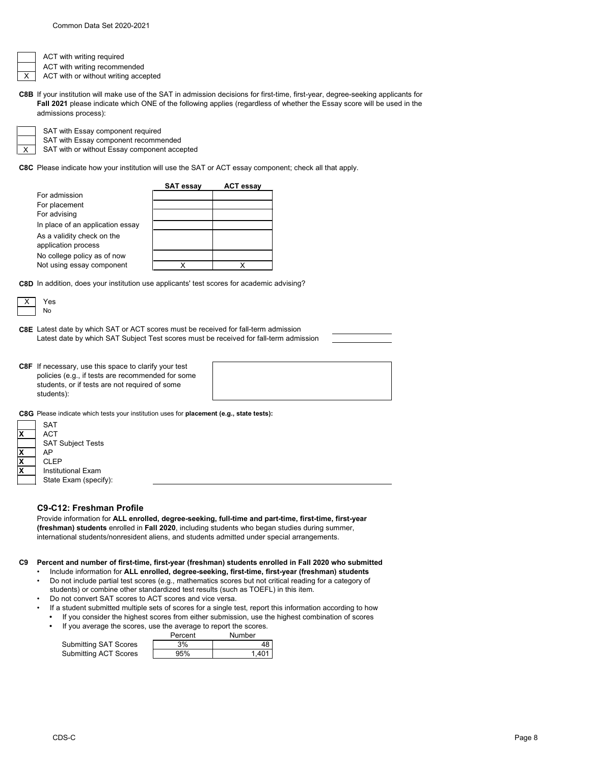| | |
|---|---|
| | ACT with writing required |
| | ACT with writing recommended |
| X | ACT with or without writing accepted |

**C8B** If your institution will make use of the SAT in admission decisions for first-time, first-year, degree-seeking applicants for **Fall 2021** please indicate which ONE of the following applies (regardless of whether the Essay score will be used in the admissions process):

| | |
|---|---|
| | SAT with Essay component required |
| | SAT with Essay component recommended |
| X | SAT with or without Essay component accepted |

**C8C** Please indicate how your institution will use the SAT or ACT essay component; check all that apply.

| | SAT essay | ACT essay |
|---|---|---|
| For admission | | |
| For placement | | |
| For advising | | |
| In place of an application essay | | |
| As a validity check on the application process | | |
| No college policy as of now | | |
| Not using essay component | X | X |

**C8D** In addition, does your institution use applicants' test scores for academic advising?

| | |
|---|---|
| X | Yes |
| | No |

**C8E** Latest date by which SAT or ACT scores must be received for fall-term admission

Latest date by which SAT Subject Test scores must be received for fall-term admission

**C8F** If necessary, use this space to clarify your test policies (e.g., if tests are recommended for some students, or if tests are not required of some students):

**C8G** Please indicate which tests your institution uses for **placement (e.g., state tests):**

| | |
|---|---|
| | SAT |
| X | ACT |
| | SAT Subject Tests |
| X | AP |
| X | CLEP |
| X | Institutional Exam |
| | State Exam (specify): |

### C9-C12: Freshman Profile

Provide information for **ALL enrolled, degree-seeking, full-time and part-time, first-time, first-year (freshman) students** enrolled in **Fall 2020**, including students who began studies during summer, international students/nonresident aliens, and students admitted under special arrangements.

**C9 Percent and number of first-time, first-year (freshman) students enrolled in Fall 2020 who submitted**

- Include information for **ALL enrolled, degree-seeking, first-time, first-year (freshman) students**
- Do not include partial test scores (e.g., mathematics scores but not critical reading for a category of students) or combine other standardized test results (such as TOEFL) in this item.
- Do not convert SAT scores to ACT scores and vice versa.
- If a student submitted multiple sets of scores for a single test, report this information according to how
  - If you consider the highest scores from either submission, use the highest combination of scores
  - If you average the scores, use the average to report the scores.

| | Percent | Number |
|---|---|---|
| Submitting SAT Scores | 3% | 48 |
| Submitting ACT Scores | 95% | 1,401 |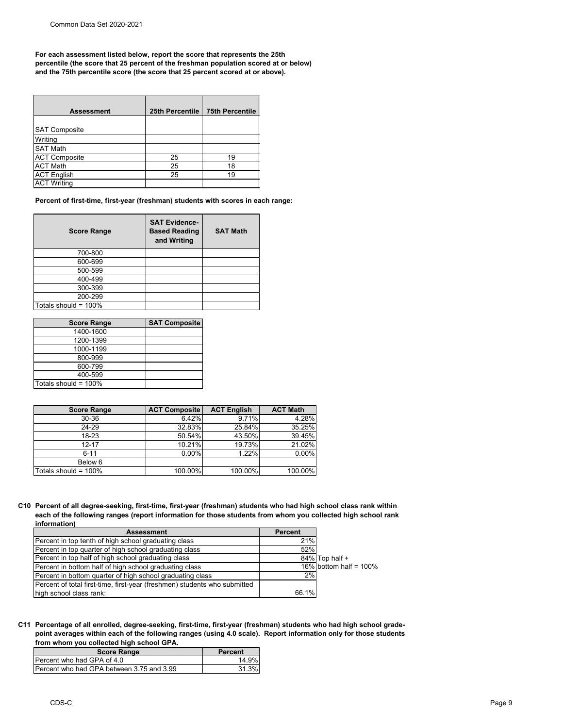**For each assessment listed below, report the score that represents the 25th percentile (the score that 25 percent of the freshman population scored at or below) and the 75th percentile score (the score that 25 percent scored at or above).**

| Assessment | 25th Percentile | 75th Percentile |
|---|---|---|
| SAT Composite | | |
| Writing | | |
| SAT Math | | |
| ACT Composite | 25 | 19 |
| ACT Math | 25 | 18 |
| ACT English | 25 | 19 |
| ACT Writing | | |

**Percent of first-time, first-year (freshman) students with scores in each range:**

| Score Range | SAT Evidence-Based Reading and Writing | SAT Math |
|---|---|---|
| 700-800 | | |
| 600-699 | | |
| 500-599 | | |
| 400-499 | | |
| 300-399 | | |
| 200-299 | | |
| Totals should = 100% | | |

| Score Range | SAT Composite |
|---|---|
| 1400-1600 | |
| 1200-1399 | |
| 1000-1199 | |
| 800-999 | |
| 600-799 | |
| 400-599 | |
| Totals should = 100% | |

| Score Range | ACT Composite | ACT English | ACT Math |
|---|---|---|---|
| 30-36 | 6.42% | 9.71% | 4.28% |
| 24-29 | 32.83% | 25.84% | 35.25% |
| 18-23 | 50.54% | 43.50% | 39.45% |
| 12-17 | 10.21% | 19.73% | 21.02% |
| 6-11 | 0.00% | 1.22% | 0.00% |
| Below 6 | | | |
| Totals should = 100% | 100.00% | 100.00% | 100.00% |

**C10 Percent of all degree-seeking, first-time, first-year (freshman) students who had high school class rank within each of the following ranges (report information for those students from whom you collected high school rank information)**

| Assessment | Percent | |
|---|---|---|
| Percent in top tenth of high school graduating class | 21% | |
| Percent in top quarter of high school graduating class | 52% | |
| Percent in top half of high school graduating class | 84% | Top half + |
| Percent in bottom half of high school graduating class | 16% | bottom half = 100% |
| Percent in bottom quarter of high school graduating class | 2% | |
| Percent of total first-time, first-year (freshmen) students who submitted high school class rank: | 66.1% | |

**C11 Percentage of all enrolled, degree-seeking, first-time, first-year (freshman) students who had high school grade-point averages within each of the following ranges (using 4.0 scale). Report information only for those students from whom you collected high school GPA.**

| Score Range | Percent |
|---|---|
| Percent who had GPA of 4.0 | 14.9% |
| Percent who had GPA between 3.75 and 3.99 | 31.3% |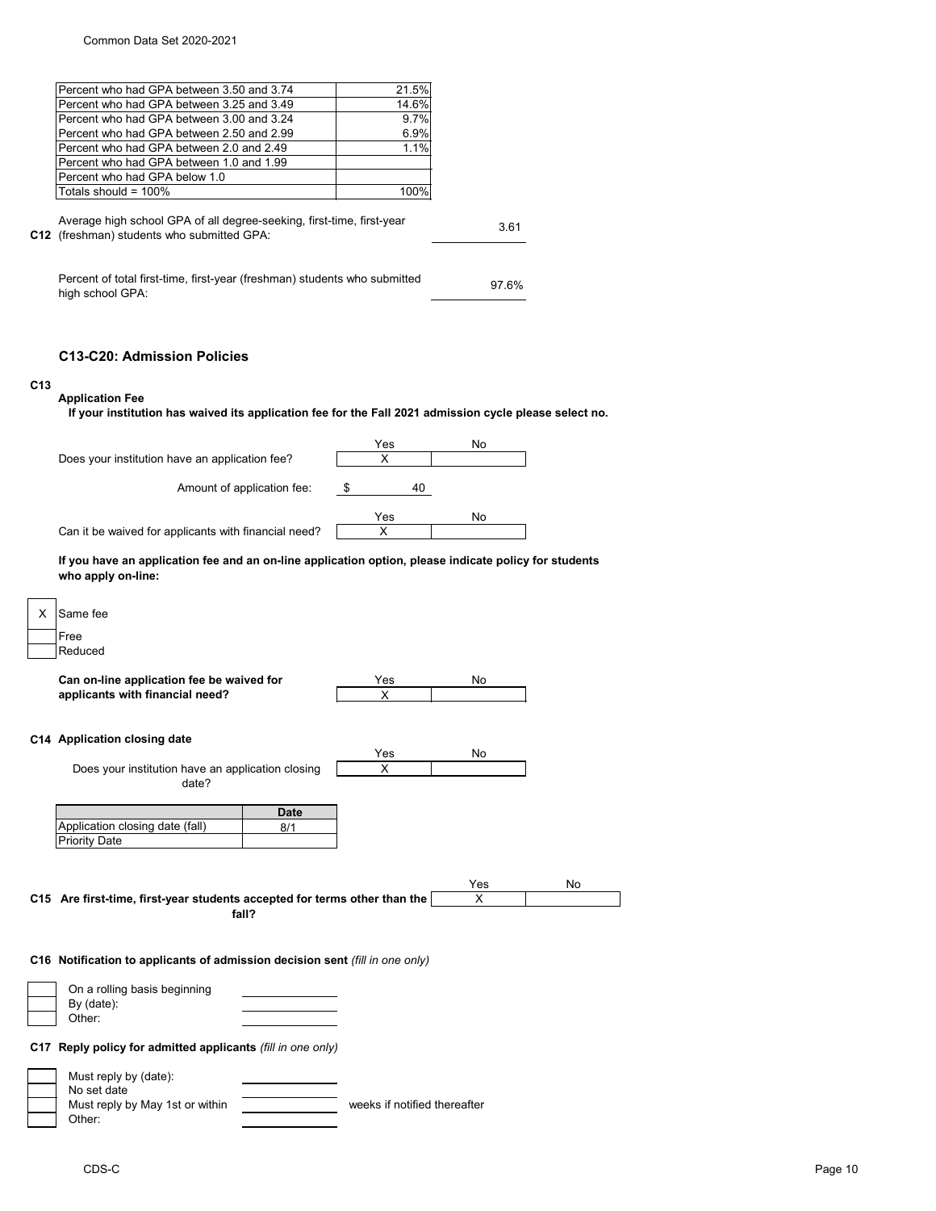| | |
|---|---|
| Percent who had GPA between 3.50 and 3.74 | 21.5% |
| Percent who had GPA between 3.25 and 3.49 | 14.6% |
| Percent who had GPA between 3.00 and 3.24 | 9.7% |
| Percent who had GPA between 2.50 and 2.99 | 6.9% |
| Percent who had GPA between 2.0 and 2.49 | 1.1% |
| Percent who had GPA between 1.0 and 1.99 | |
| Percent who had GPA below 1.0 | |
| Totals should = 100% | 100% |

**C12** Average high school GPA of all degree-seeking, first-time, first-year (freshman) students who submitted GPA: 3.61

Percent of total first-time, first-year (freshman) students who submitted high school GPA: 97.6%

## C13-C20: Admission Policies

**C13**

**Application Fee**

**If your institution has waived its application fee for the Fall 2021 admission cycle please select no.**

| | Yes | No |
|---|---|---|
| Does your institution have an application fee? | X | |

Amount of application fee: $ 40

| | Yes | No |
|---|---|---|
| Can it be waived for applicants with financial need? | X | |

**If you have an application fee and an on-line application option, please indicate policy for students who apply on-line:**

- [X] Same fee
- [ ] Free
- [ ] Reduced

| | Yes | No |
|---|---|---|
| **Can on-line application fee be waived for applicants with financial need?** | X | |

**C14 Application closing date**

| | Yes | No |
|---|---|---|
| Does your institution have an application closing date? | X | |

| | Date |
|---|---|
| Application closing date (fall) | 8/1 |
| Priority Date | |

| | Yes | No |
|---|---|---|
| **C15 Are first-time, first-year students accepted for terms other than the fall?** | X | |

**C16 Notification to applicants of admission decision sent** *(fill in one only)*

- [ ] On a rolling basis beginning ______
- [ ] By (date): ______
- [ ] Other: ______

**C17 Reply policy for admitted applicants** *(fill in one only)*

- [ ] Must reply by (date): ______
- [ ] No set date
- [ ] Must reply by May 1st or within ______ weeks if notified thereafter
- [ ] Other: ______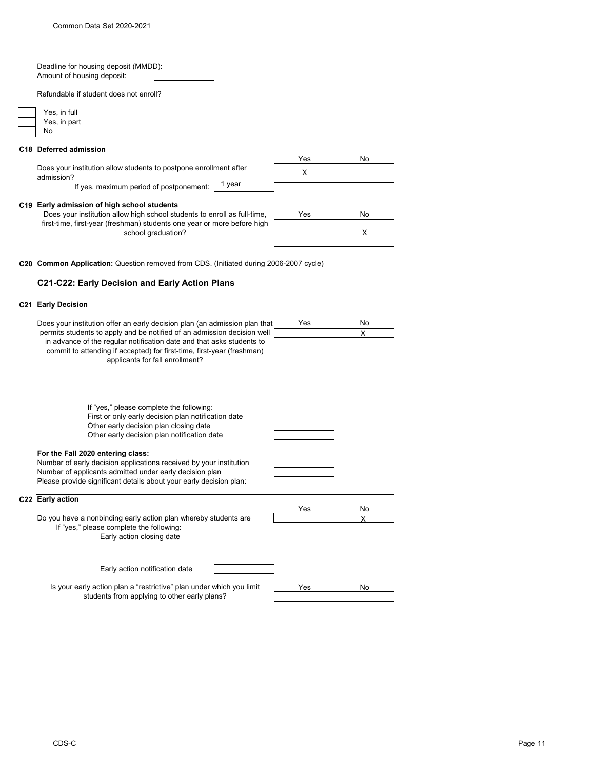Deadline for housing deposit (MMDD):

Amount of housing deposit:

Refundable if student does not enroll?

| | |
|---|---|
| | Yes, in full |
| | Yes, in part |
| | No |

**C18 Deferred admission**

| | Yes | No |
|---|---|---|
| Does your institution allow students to postpone enrollment after admission? | X | |
| If yes, maximum period of postponement: 1 year | | |

**C19 Early admission of high school students**

| | Yes | No |
|---|---|---|
| Does your institution allow high school students to enroll as full-time, first-time, first-year (freshman) students one year or more before high school graduation? | | X |

**C20 Common Application:** Question removed from CDS. (Initiated during 2006-2007 cycle)

### C21-C22: Early Decision and Early Action Plans

**C21 Early Decision**

| | Yes | No |
|---|---|---|
| Does your institution offer an early decision plan (an admission plan that permits students to apply and be notified of an admission decision well in advance of the regular notification date and that asks students to commit to attending if accepted) for first-time, first-year (freshman) applicants for fall enrollment? | | X |

If "yes," please complete the following:

First or only early decision plan notification date

Other early decision plan closing date

Other early decision plan notification date

**For the Fall 2020 entering class:**

Number of early decision applications received by your institution

Number of applicants admitted under early decision plan

Please provide significant details about your early decision plan:

**C22 Early action**

| | Yes | No |
|---|---|---|
| Do you have a nonbinding early action plan whereby students are | | X |

If "yes," please complete the following:

Early action closing date

Early action notification date

| | Yes | No |
|---|---|---|
| Is your early action plan a "restrictive" plan under which you limit students from applying to other early plans? | | |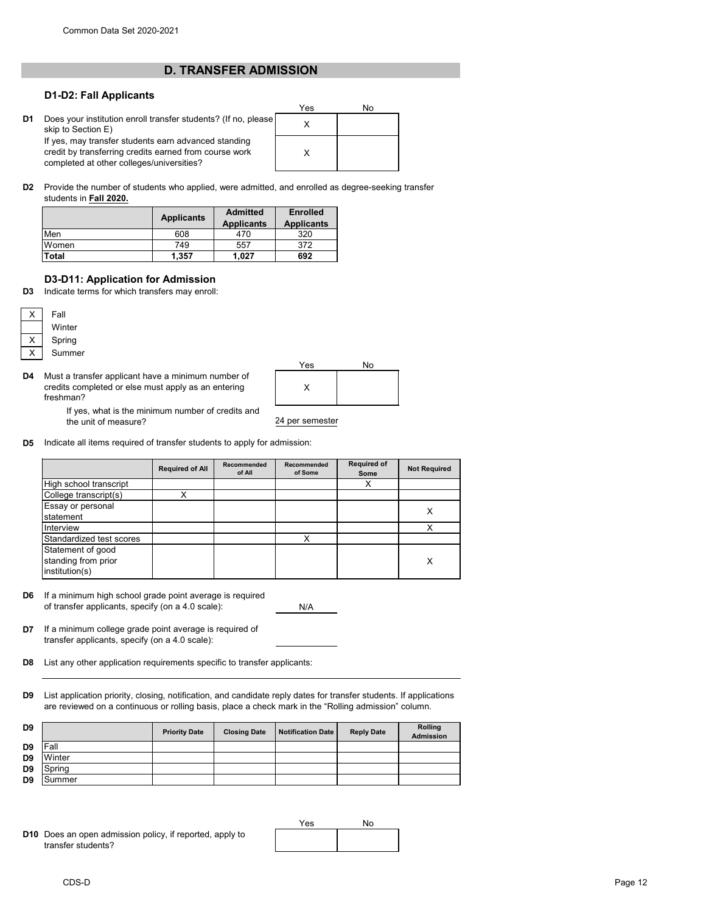## D. TRANSFER ADMISSION

### D1-D2: Fall Applicants

| | | Yes | No |
|---|---|---|---|
| D1 | Does your institution enroll transfer students? (If no, please skip to Section E) | X | |
| | If yes, may transfer students earn advanced standing credit by transferring credits earned from course work completed at other colleges/universities? | X | |

**D2** Provide the number of students who applied, were admitted, and enrolled as degree-seeking transfer students in **Fall 2020.**

| | Applicants | Admitted Applicants | Enrolled Applicants |
|---|---|---|---|
| Men | 608 | 470 | 320 |
| Women | 749 | 557 | 372 |
| **Total** | **1,357** | **1,027** | **692** |

### D3-D11: Application for Admission

**D3** Indicate terms for which transfers may enroll:

| | |
|---|---|
| X | Fall |
| | Winter |
| X | Spring |
| X | Summer |

| | | Yes | No |
|---|---|---|---|
| D4 | Must a transfer applicant have a minimum number of credits completed or else must apply as an entering freshman? | X | |

If yes, what is the minimum number of credits and the unit of measure? 24 per semester

**D5** Indicate all items required of transfer students to apply for admission:

| | Required of All | Recommended of All | Recommended of Some | Required of Some | Not Required |
|---|---|---|---|---|---|
| High school transcript | | | | X | |
| College transcript(s) | X | | | | |
| Essay or personal statement | | | | | X |
| Interview | | | | | X |
| Standardized test scores | | | X | | |
| Statement of good standing from prior institution(s) | | | | | X |

**D6** If a minimum high school grade point average is required of transfer applicants, specify (on a 4.0 scale): N/A

**D7** If a minimum college grade point average is required of transfer applicants, specify (on a 4.0 scale):

**D8** List any other application requirements specific to transfer applicants:

**D9** List application priority, closing, notification, and candidate reply dates for transfer students. If applications are reviewed on a continuous or rolling basis, place a check mark in the "Rolling admission" column.

| | | Priority Date | Closing Date | Notification Date | Reply Date | Rolling Admission |
|---|---|---|---|---|---|---|
| D9 | Fall | | | | | |
| D9 | Winter | | | | | |
| D9 | Spring | | | | | |
| D9 | Summer | | | | | |

| | | Yes | No |
|---|---|---|---|
| D10 | Does an open admission policy, if reported, apply to transfer students? | | |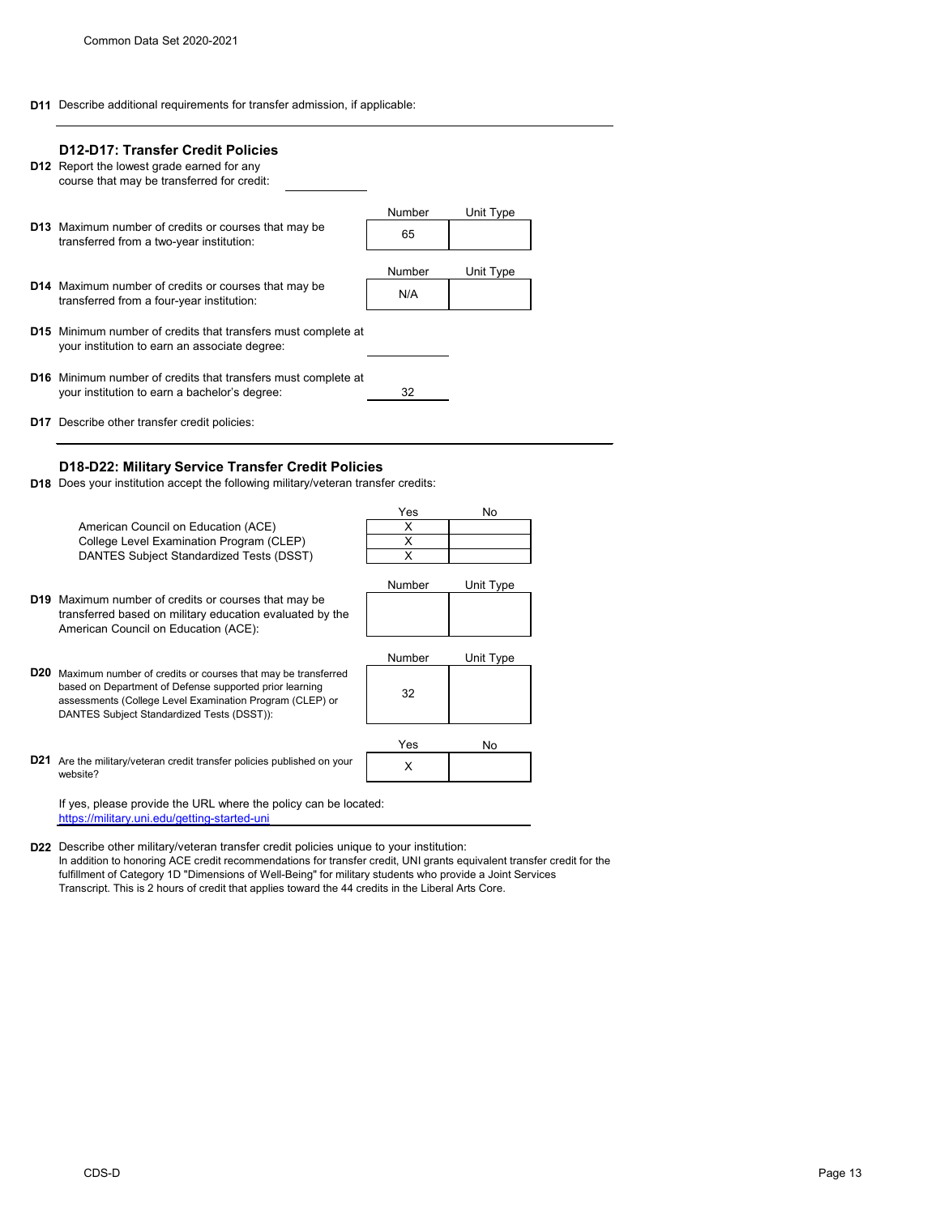**D11** Describe additional requirements for transfer admission, if applicable:

### D12-D17: Transfer Credit Policies

**D12** Report the lowest grade earned for any course that may be transferred for credit:

**D13** Maximum number of credits or courses that may be transferred from a two-year institution:

| Number | Unit Type |
|---|---|
| 65 | |

**D14** Maximum number of credits or courses that may be transferred from a four-year institution:

| Number | Unit Type |
|---|---|
| N/A | |

**D15** Minimum number of credits that transfers must complete at your institution to earn an associate degree:

**D16** Minimum number of credits that transfers must complete at your institution to earn a bachelor's degree: 32

**D17** Describe other transfer credit policies:

### D18-D22: Military Service Transfer Credit Policies

**D18** Does your institution accept the following military/veteran transfer credits:

| | Yes | No |
|---|---|---|
| American Council on Education (ACE) | X | |
| College Level Examination Program (CLEP) | X | |
| DANTES Subject Standardized Tests (DSST) | X | |

**D19** Maximum number of credits or courses that may be transferred based on military education evaluated by the American Council on Education (ACE):

| Number | Unit Type |
|---|---|
| | |

**D20** Maximum number of credits or courses that may be transferred based on Department of Defense supported prior learning assessments (College Level Examination Program (CLEP) or DANTES Subject Standardized Tests (DSST)):

| Number | Unit Type |
|---|---|
| 32 | |

**D21** Are the military/veteran credit transfer policies published on your website?

| Yes | No |
|---|---|
| X | |

If yes, please provide the URL where the policy can be located:
https://military.uni.edu/getting-started-uni

**D22** Describe other military/veteran transfer credit policies unique to your institution:
In addition to honoring ACE credit recommendations for transfer credit, UNI grants equivalent transfer credit for the fulfillment of Category 1D "Dimensions of Well-Being" for military students who provide a Joint Services Transcript. This is 2 hours of credit that applies toward the 44 credits in the Liberal Arts Core.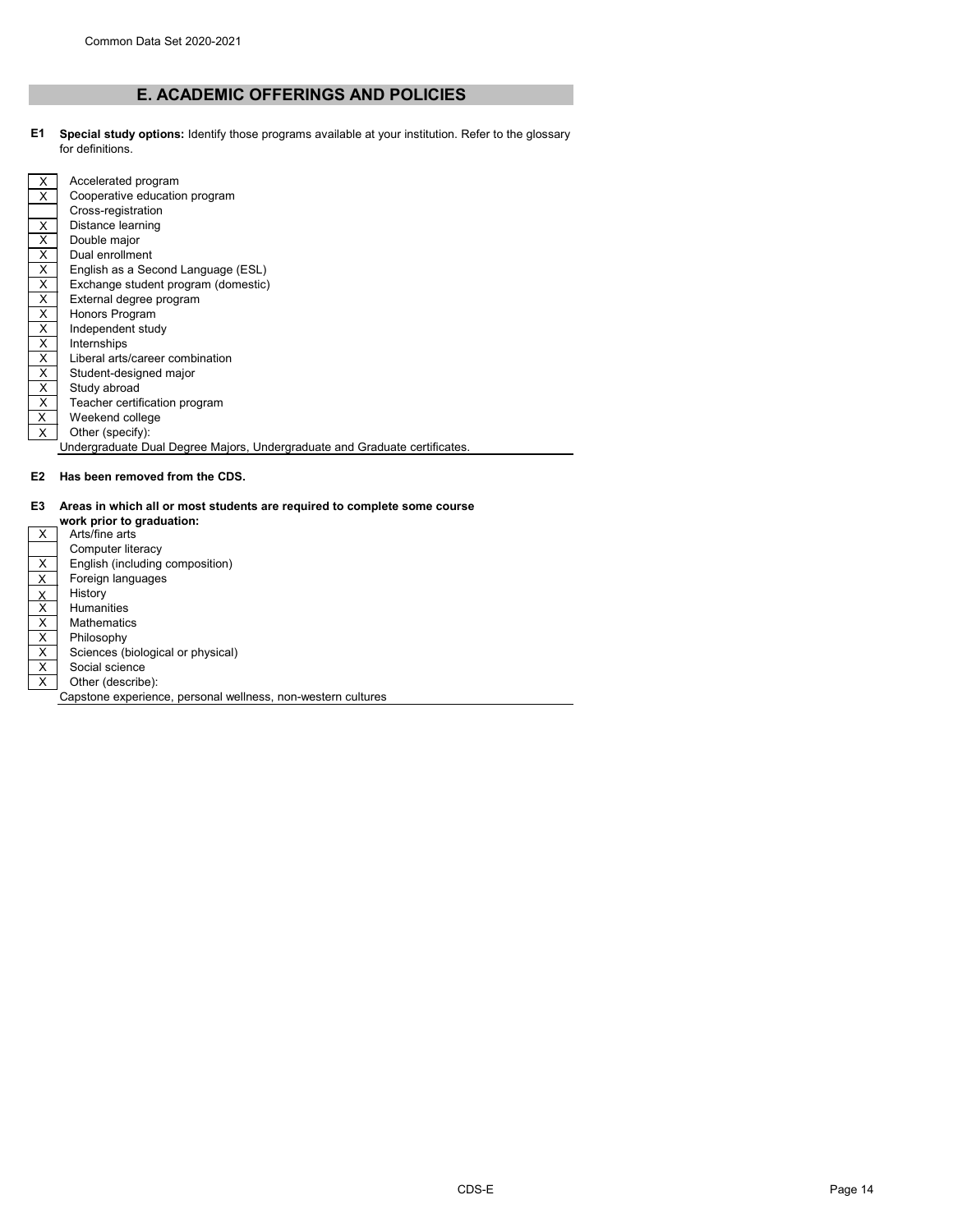## E. ACADEMIC OFFERINGS AND POLICIES

**E1 Special study options:** Identify those programs available at your institution. Refer to the glossary for definitions.

| | |
|---|---|
| X | Accelerated program |
| X | Cooperative education program |
| | Cross-registration |
| X | Distance learning |
| X | Double major |
| X | Dual enrollment |
| X | English as a Second Language (ESL) |
| X | Exchange student program (domestic) |
| X | External degree program |
| X | Honors Program |
| X | Independent study |
| X | Internships |
| X | Liberal arts/career combination |
| X | Student-designed major |
| X | Study abroad |
| X | Teacher certification program |
| X | Weekend college |
| X | Other (specify): |

Undergraduate Dual Degree Majors, Undergraduate and Graduate certificates.

**E2 Has been removed from the CDS.**

**E3 Areas in which all or most students are required to complete some course work prior to graduation:**

| | |
|---|---|
| X | Arts/fine arts |
| | Computer literacy |
| X | English (including composition) |
| X | Foreign languages |
| X | History |
| X | Humanities |
| X | Mathematics |
| X | Philosophy |
| X | Sciences (biological or physical) |
| X | Social science |
| X | Other (describe): |

Capstone experience, personal wellness, non-western cultures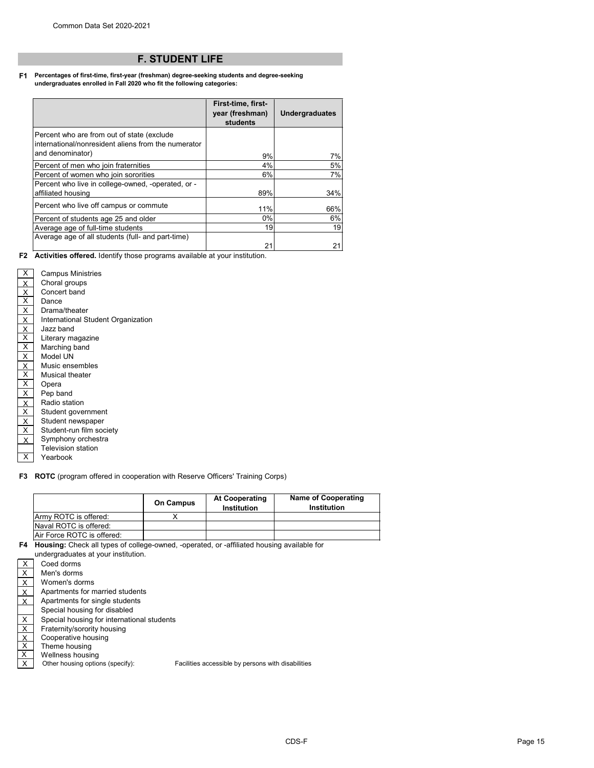## F. STUDENT LIFE

**F1 Percentages of first-time, first-year (freshman) degree-seeking students and degree-seeking undergraduates enrolled in Fall 2020 who fit the following categories:**

| | First-time, first-year (freshman) students | Undergraduates |
|---|---|---|
| Percent who are from out of state (exclude international/nonresident aliens from the numerator and denominator) | 9% | 7% |
| Percent of men who join fraternities | 4% | 5% |
| Percent of women who join sororities | 6% | 7% |
| Percent who live in college-owned, -operated, or -affiliated housing | 89% | 34% |
| Percent who live off campus or commute | 11% | 66% |
| Percent of students age 25 and older | 0% | 6% |
| Average age of full-time students | 19 | 19 |
| Average age of all students (full- and part-time) | 21 | 21 |

**F2 Activities offered.** Identify those programs available at your institution.

| | |
|---|---|
| X | Campus Ministries |
| X | Choral groups |
| X | Concert band |
| X | Dance |
| X | Drama/theater |
| X | International Student Organization |
| X | Jazz band |
| X | Literary magazine |
| X | Marching band |
| X | Model UN |
| X | Music ensembles |
| X | Musical theater |
| X | Opera |
| X | Pep band |
| X | Radio station |
| X | Student government |
| X | Student newspaper |
| X | Student-run film society |
| X | Symphony orchestra |
| | Television station |
| X | Yearbook |

**F3 ROTC** (program offered in cooperation with Reserve Officers' Training Corps)

| | On Campus | At Cooperating Institution | Name of Cooperating Institution |
|---|---|---|---|
| Army ROTC is offered: | X | | |
| Naval ROTC is offered: | | | |
| Air Force ROTC is offered: | | | |

**F4 Housing:** Check all types of college-owned, -operated, or -affiliated housing available for undergraduates at your institution.

| | | |
|---|---|---|
| X | Coed dorms | |
| X | Men's dorms | |
| X | Women's dorms | |
| X | Apartments for married students | |
| X | Apartments for single students | |
| | Special housing for disabled | |
| X | Special housing for international students | |
| X | Fraternity/sorority housing | |
| X | Cooperative housing | |
| X | Theme housing | |
| X | Wellness housing | |
| X | Other housing options (specify): | Facilities accessible by persons with disabilities |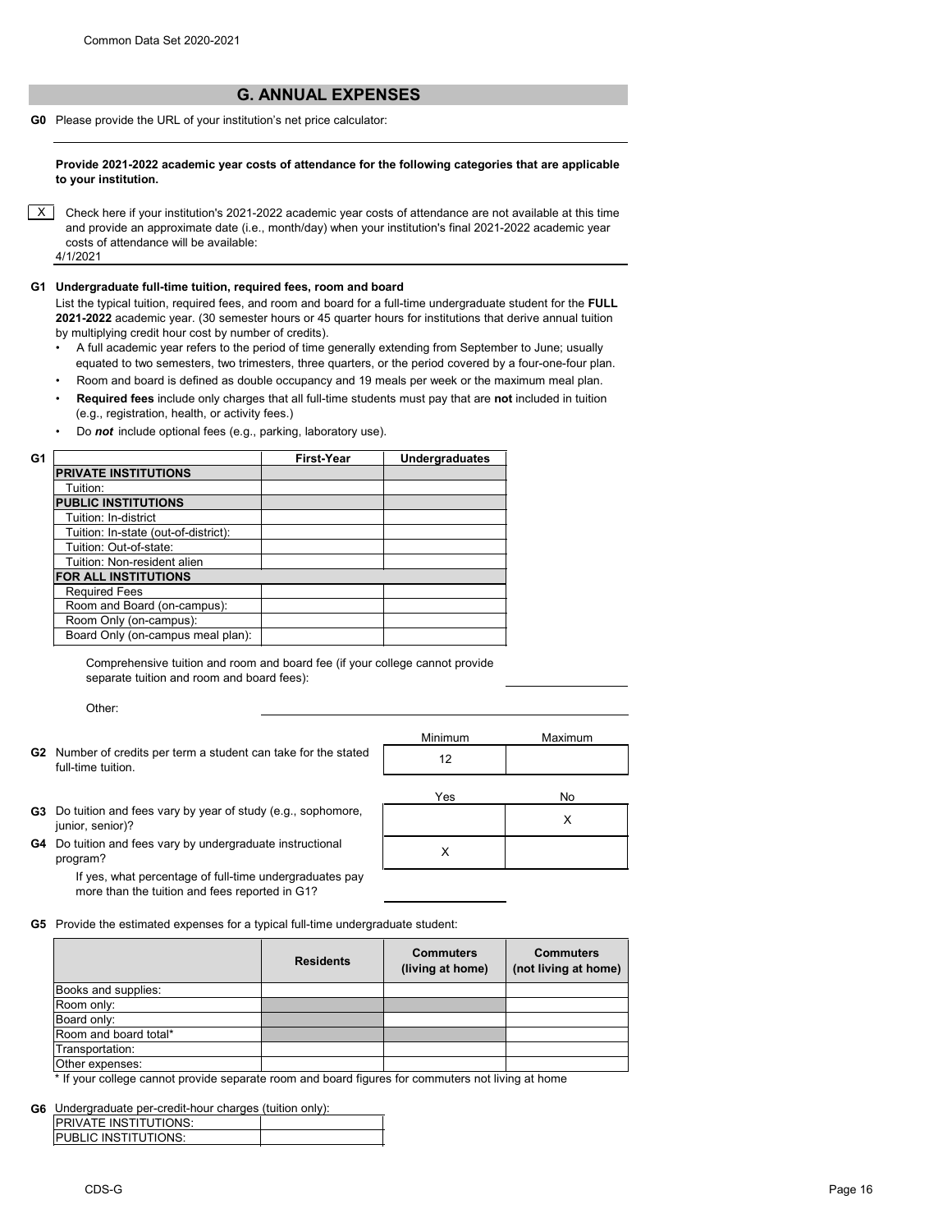## G. ANNUAL EXPENSES

**G0** Please provide the URL of your institution's net price calculator:

**Provide 2021-2022 academic year costs of attendance for the following categories that are applicable to your institution.**

[X] Check here if your institution's 2021-2022 academic year costs of attendance are not available at this time and provide an approximate date (i.e., month/day) when your institution's final 2021-2022 academic year costs of attendance will be available:
4/1/2021

**G1 Undergraduate full-time tuition, required fees, room and board**

List the typical tuition, required fees, and room and board for a full-time undergraduate student for the **FULL 2021-2022** academic year. (30 semester hours or 45 quarter hours for institutions that derive annual tuition by multiplying credit hour cost by number of credits).

- A full academic year refers to the period of time generally extending from September to June; usually equated to two semesters, two trimesters, three quarters, or the period covered by a four-one-four plan.
- Room and board is defined as double occupancy and 19 meals per week or the maximum meal plan.
- **Required fees** include only charges that all full-time students must pay that are **not** included in tuition (e.g., registration, health, or activity fees.)
- Do ***not*** include optional fees (e.g., parking, laboratory use).

**G1**

| | First-Year | Undergraduates |
|---|---|---|
| **PRIVATE INSTITUTIONS** | | |
| Tuition: | | |
| **PUBLIC INSTITUTIONS** | | |
| Tuition: In-district | | |
| Tuition: In-state (out-of-district): | | |
| Tuition: Out-of-state: | | |
| Tuition: Non-resident alien | | |
| **FOR ALL INSTITUTIONS** | | |
| Required Fees | | |
| Room and Board (on-campus): | | |
| Room Only (on-campus): | | |
| Board Only (on-campus meal plan): | | |

Comprehensive tuition and room and board fee (if your college cannot provide separate tuition and room and board fees):

Other:

| | Minimum | Maximum |
|---|---|---|
| **G2** Number of credits per term a student can take for the stated full-time tuition. | 12 | |

| | Yes | No |
|---|---|---|
| **G3** Do tuition and fees vary by year of study (e.g., sophomore, junior, senior)? | | X |
| **G4** Do tuition and fees vary by undergraduate instructional program? | X | |

If yes, what percentage of full-time undergraduates pay more than the tuition and fees reported in G1?

**G5** Provide the estimated expenses for a typical full-time undergraduate student:

| | Residents | Commuters (living at home) | Commuters (not living at home) |
|---|---|---|---|
| Books and supplies: | | | |
| Room only: | | | |
| Board only: | | | |
| Room and board total* | | | |
| Transportation: | | | |
| Other expenses: | | | |

\* If your college cannot provide separate room and board figures for commuters not living at home

**G6** Undergraduate per-credit-hour charges (tuition only):

| | |
|---|---|
| PRIVATE INSTITUTIONS: | |
| PUBLIC INSTITUTIONS: | |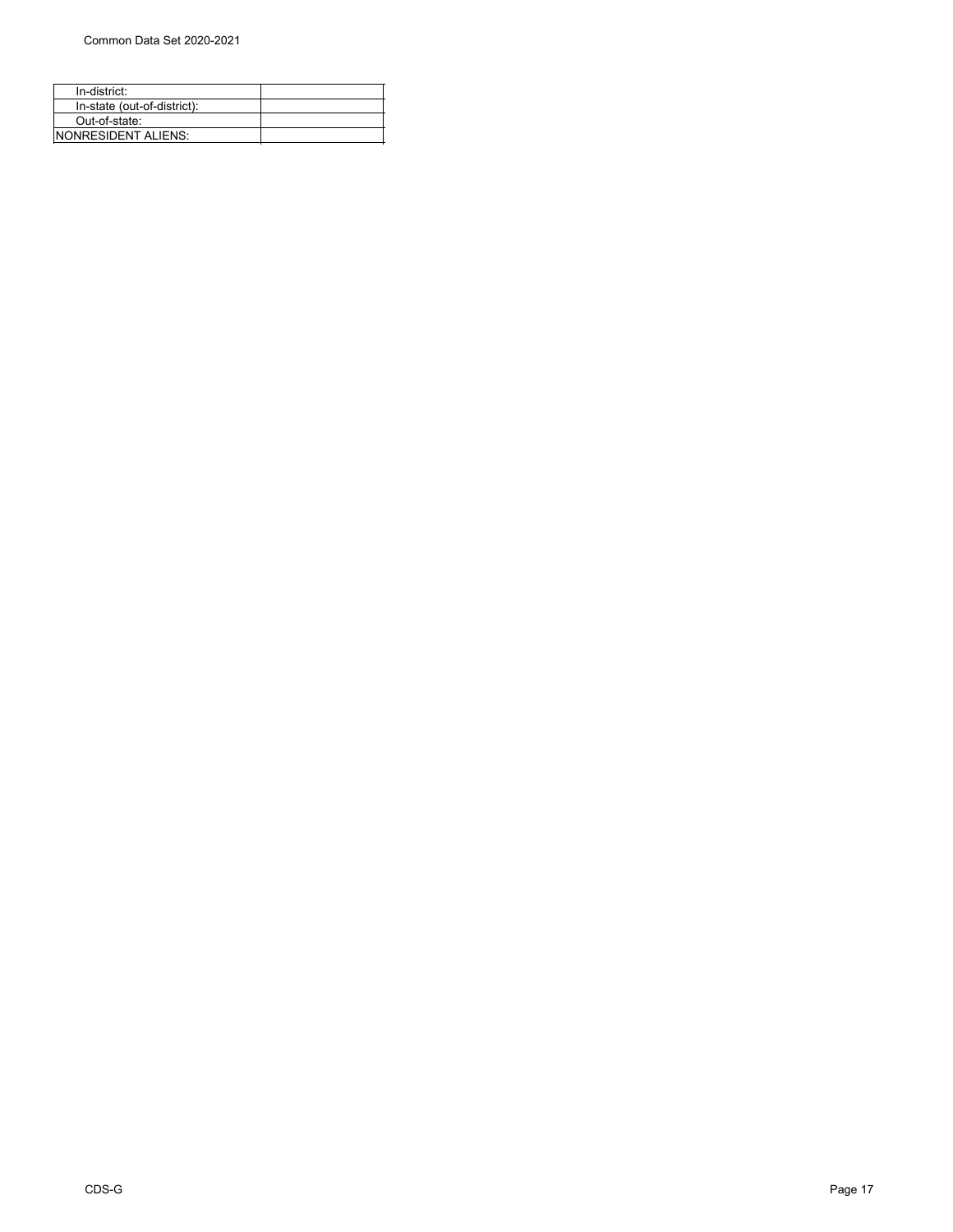| | |
|---|---|
| In-district: | |
| In-state (out-of-district): | |
| Out-of-state: | |
| NONRESIDENT ALIENS: | |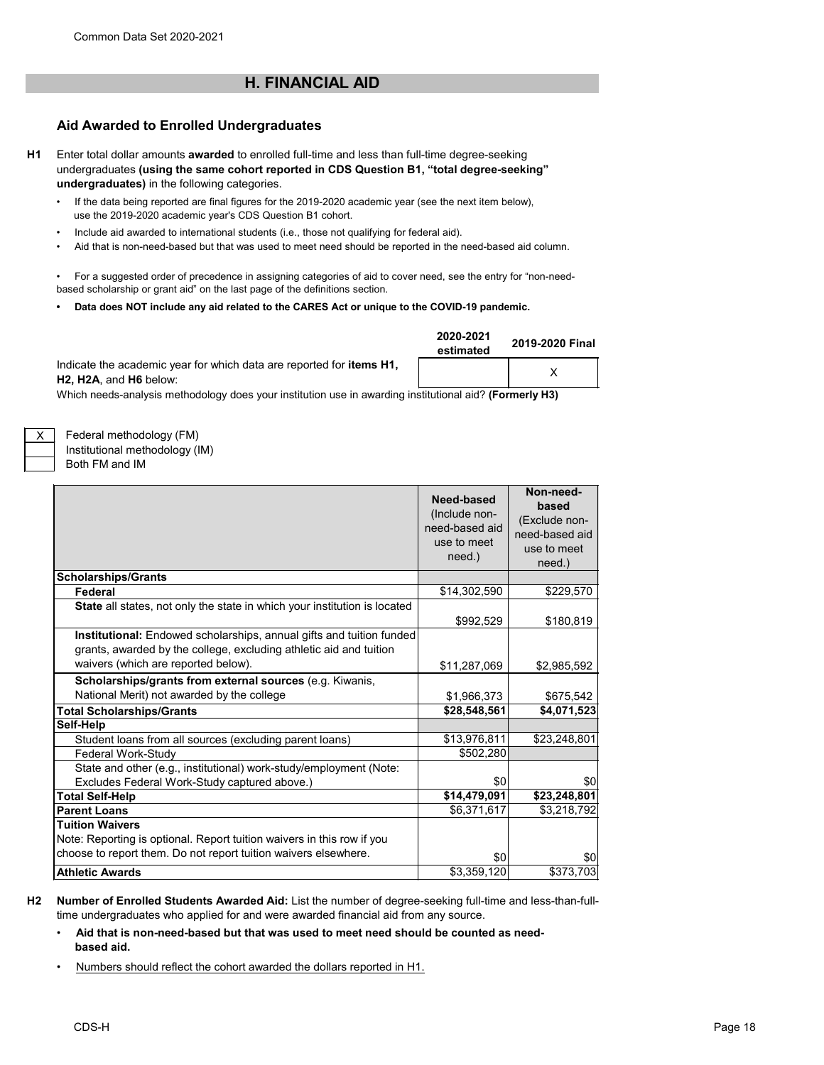# H. FINANCIAL AID

## Aid Awarded to Enrolled Undergraduates

**H1** Enter total dollar amounts **awarded** to enrolled full-time and less than full-time degree-seeking undergraduates **(using the same cohort reported in CDS Question B1, "total degree-seeking" undergraduates)** in the following categories.

- If the data being reported are final figures for the 2019-2020 academic year (see the next item below), use the 2019-2020 academic year's CDS Question B1 cohort.
- Include aid awarded to international students (i.e., those not qualifying for federal aid).
- Aid that is non-need-based but that was used to meet need should be reported in the need-based aid column.
- For a suggested order of precedence in assigning categories of aid to cover need, see the entry for "non-need-based scholarship or grant aid" on the last page of the definitions section.
- **Data does NOT include any aid related to the CARES Act or unique to the COVID-19 pandemic.**

| | 2020-2021 estimated | 2019-2020 Final |
|---|---|---|
| Indicate the academic year for which data are reported for **items H1, H2, H2A**, and **H6** below: | | X |

Which needs-analysis methodology does your institution use in awarding institutional aid? **(Formerly H3)**

| | |
|---|---|
| X | Federal methodology (FM) |
| | Institutional methodology (IM) |
| | Both FM and IM |

| | **Need-based** (Include non-need-based aid use to meet need.) | **Non-need-based** (Exclude non-need-based aid use to meet need.) |
|---|---|---|
| **Scholarships/Grants** | | |
| **Federal** | $14,302,590 | $229,570 |
| **State** all states, not only the state in which your institution is located | $992,529 | $180,819 |
| **Institutional:** Endowed scholarships, annual gifts and tuition funded grants, awarded by the college, excluding athletic aid and tuition waivers (which are reported below). | $11,287,069 | $2,985,592 |
| **Scholarships/grants from external sources** (e.g. Kiwanis, National Merit) not awarded by the college | $1,966,373 | $675,542 |
| **Total Scholarships/Grants** | **$28,548,561** | **$4,071,523** |
| **Self-Help** | | |
| Student loans from all sources (excluding parent loans) | $13,976,811 | $23,248,801 |
| Federal Work-Study | $502,280 | |
| State and other (e.g., institutional) work-study/employment (Note: Excludes Federal Work-Study captured above.) | $0 | $0 |
| **Total Self-Help** | **$14,479,091** | **$23,248,801** |
| **Parent Loans** | $6,371,617 | $3,218,792 |
| **Tuition Waivers** Note: Reporting is optional. Report tuition waivers in this row if you choose to report them. Do not report tuition waivers elsewhere. | $0 | $0 |
| **Athletic Awards** | $3,359,120 | $373,703 |

**H2** **Number of Enrolled Students Awarded Aid:** List the number of degree-seeking full-time and less-than-full-time undergraduates who applied for and were awarded financial aid from any source.

- **Aid that is non-need-based but that was used to meet need should be counted as need-based aid.**
- Numbers should reflect the cohort awarded the dollars reported in H1.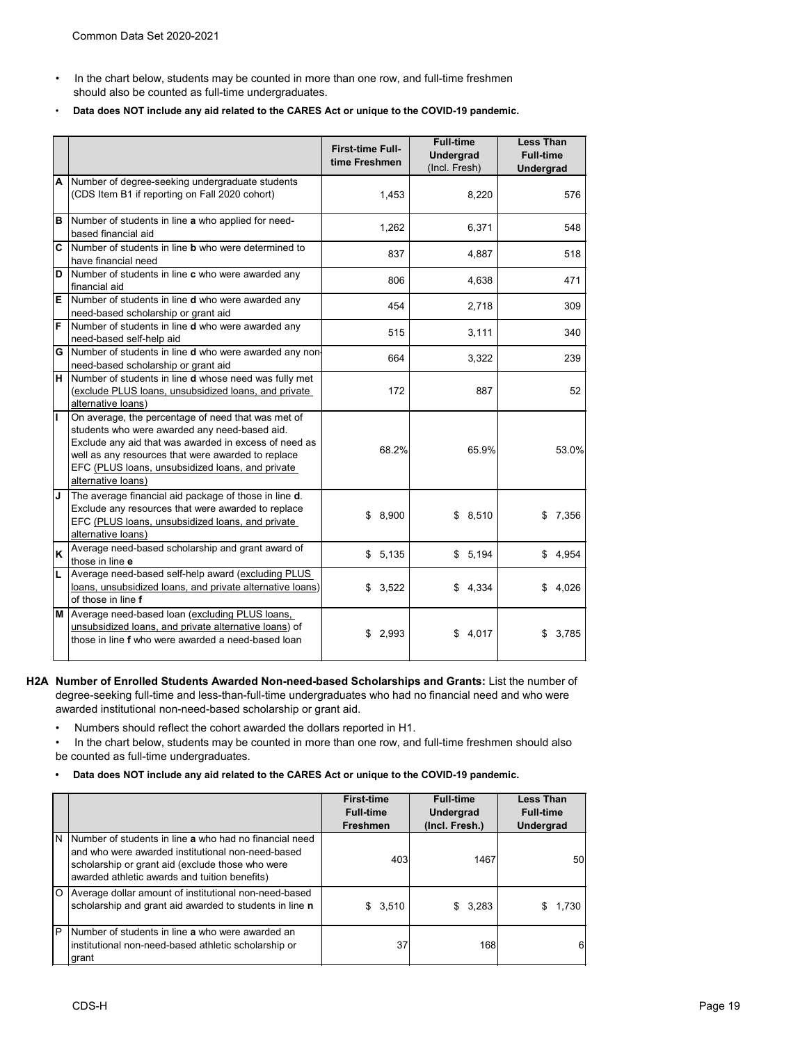- In the chart below, students may be counted in more than one row, and full-time freshmen should also be counted as full-time undergraduates.
- **Data does NOT include any aid related to the CARES Act or unique to the COVID-19 pandemic.**

| | | First-time Full-time Freshmen | Full-time Undergrad (Incl. Fresh) | Less Than Full-time Undergrad |
|---|---|---|---|---|
| A | Number of degree-seeking undergraduate students (CDS Item B1 if reporting on Fall 2020 cohort) | 1,453 | 8,220 | 576 |
| B | Number of students in line **a** who applied for need-based financial aid | 1,262 | 6,371 | 548 |
| C | Number of students in line **b** who were determined to have financial need | 837 | 4,887 | 518 |
| D | Number of students in line **c** who were awarded any financial aid | 806 | 4,638 | 471 |
| E | Number of students in line **d** who were awarded any need-based scholarship or grant aid | 454 | 2,718 | 309 |
| F | Number of students in line **d** who were awarded any need-based self-help aid | 515 | 3,111 | 340 |
| G | Number of students in line **d** who were awarded any non-need-based scholarship or grant aid | 664 | 3,322 | 239 |
| H | Number of students in line **d** whose need was fully met (exclude PLUS loans, unsubsidized loans, and private alternative loans) | 172 | 887 | 52 |
| I | On average, the percentage of need that was met of students who were awarded any need-based aid. Exclude any aid that was awarded in excess of need as well as any resources that were awarded to replace EFC (PLUS loans, unsubsidized loans, and private alternative loans) | 68.2% | 65.9% | 53.0% |
| J | The average financial aid package of those in line **d**. Exclude any resources that were awarded to replace EFC (PLUS loans, unsubsidized loans, and private alternative loans) | $ 8,900 | $ 8,510 | $ 7,356 |
| K | Average need-based scholarship and grant award of those in line **e** | $ 5,135 | $ 5,194 | $ 4,954 |
| L | Average need-based self-help award (excluding PLUS loans, unsubsidized loans, and private alternative loans) of those in line **f** | $ 3,522 | $ 4,334 | $ 4,026 |
| M | Average need-based loan (excluding PLUS loans, unsubsidized loans, and private alternative loans) of those in line **f** who were awarded a need-based loan | $ 2,993 | $ 4,017 | $ 3,785 |

**H2A Number of Enrolled Students Awarded Non-need-based Scholarships and Grants:** List the number of degree-seeking full-time and less-than-full-time undergraduates who had no financial need and who were awarded institutional non-need-based scholarship or grant aid.

- Numbers should reflect the cohort awarded the dollars reported in H1.
- In the chart below, students may be counted in more than one row, and full-time freshmen should also be counted as full-time undergraduates.
- **Data does NOT include any aid related to the CARES Act or unique to the COVID-19 pandemic.**

| | | First-time Full-time Freshmen | Full-time Undergrad (Incl. Fresh.) | Less Than Full-time Undergrad |
|---|---|---|---|---|
| N | Number of students in line **a** who had no financial need and who were awarded institutional non-need-based scholarship or grant aid (exclude those who were awarded athletic awards and tuition benefits) | 403 | 1467 | 50 |
| O | Average dollar amount of institutional non-need-based scholarship and grant aid awarded to students in line **n** | $ 3,510 | $ 3,283 | $ 1,730 |
| P | Number of students in line **a** who were awarded an institutional non-need-based athletic scholarship or grant | 37 | 168 | 6 |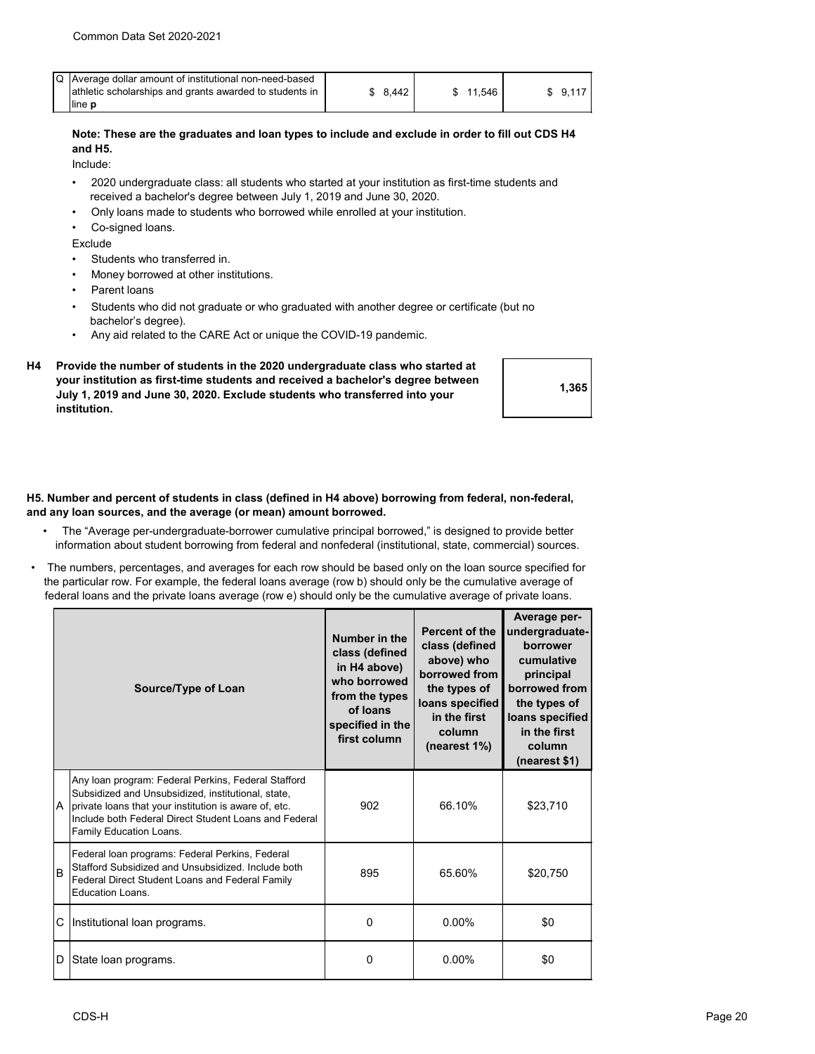| Q | Average dollar amount of institutional non-need-based athletic scholarships and grants awarded to students in line **p** | $ 8,442 | $ 11,546 | $ 9,117 |
|---|---|---|---|---|

**Note: These are the graduates and loan types to include and exclude in order to fill out CDS H4 and H5.**

Include:

- 2020 undergraduate class: all students who started at your institution as first-time students and received a bachelor's degree between July 1, 2019 and June 30, 2020.
- Only loans made to students who borrowed while enrolled at your institution.
- Co-signed loans.

Exclude

- Students who transferred in.
- Money borrowed at other institutions.
- Parent loans
- Students who did not graduate or who graduated with another degree or certificate (but no bachelor's degree).
- Any aid related to the CARE Act or unique the COVID-19 pandemic.

**H4 Provide the number of students in the 2020 undergraduate class who started at your institution as first-time students and received a bachelor's degree between July 1, 2019 and June 30, 2020. Exclude students who transferred into your institution.**

**1,365**

**H5. Number and percent of students in class (defined in H4 above) borrowing from federal, non-federal, and any loan sources, and the average (or mean) amount borrowed.**

- The "Average per-undergraduate-borrower cumulative principal borrowed," is designed to provide better information about student borrowing from federal and nonfederal (institutional, state, commercial) sources.
- The numbers, percentages, and averages for each row should be based only on the loan source specified for the particular row. For example, the federal loans average (row b) should only be the cumulative average of federal loans and the private loans average (row e) should only be the cumulative average of private loans.

| | Source/Type of Loan | Number in the class (defined in H4 above) who borrowed from the types of loans specified in the first column | Percent of the class (defined above) who borrowed from the types of loans specified in the first column (nearest 1%) | Average per-undergraduate-borrower cumulative principal borrowed from the types of loans specified in the first column (nearest $1) |
|---|---|---|---|---|
| A | Any loan program: Federal Perkins, Federal Stafford Subsidized and Unsubsidized, institutional, state, private loans that your institution is aware of, etc. Include both Federal Direct Student Loans and Federal Family Education Loans. | 902 | 66.10% | $23,710 |
| B | Federal loan programs: Federal Perkins, Federal Stafford Subsidized and Unsubsidized. Include both Federal Direct Student Loans and Federal Family Education Loans. | 895 | 65.60% | $20,750 |
| C | Institutional loan programs. | 0 | 0.00% | $0 |
| D | State loan programs. | 0 | 0.00% | $0 |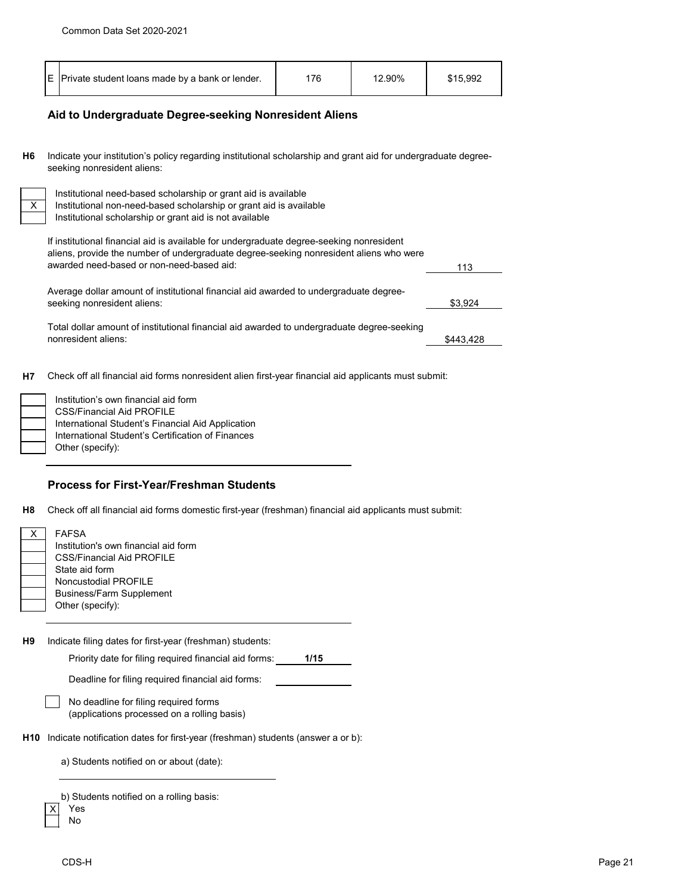| E | Private student loans made by a bank or lender. | 176 | 12.90% | $15,992 |
|---|---|---|---|---|

### Aid to Undergraduate Degree-seeking Nonresident Aliens

**H6** Indicate your institution's policy regarding institutional scholarship and grant aid for undergraduate degree-seeking nonresident aliens:

| | |
|---|---|
| | Institutional need-based scholarship or grant aid is available |
| X | Institutional non-need-based scholarship or grant aid is available |
| | Institutional scholarship or grant aid is not available |

If institutional financial aid is available for undergraduate degree-seeking nonresident aliens, provide the number of undergraduate degree-seeking nonresident aliens who were awarded need-based or non-need-based aid: 113

Average dollar amount of institutional financial aid awarded to undergraduate degree-seeking nonresident aliens: $3,924

Total dollar amount of institutional financial aid awarded to undergraduate degree-seeking nonresident aliens: $443,428

**H7** Check off all financial aid forms nonresident alien first-year financial aid applicants must submit:

| | |
|---|---|
| | Institution's own financial aid form |
| | CSS/Financial Aid PROFILE |
| | International Student's Financial Aid Application |
| | International Student's Certification of Finances |
| | Other (specify): |

### Process for First-Year/Freshman Students

**H8** Check off all financial aid forms domestic first-year (freshman) financial aid applicants must submit:

| | |
|---|---|
| X | FAFSA |
| | Institution's own financial aid form |
| | CSS/Financial Aid PROFILE |
| | State aid form |
| | Noncustodial PROFILE |
| | Business/Farm Supplement |
| | Other (specify): |

**H9** Indicate filing dates for first-year (freshman) students:

Priority date for filing required financial aid forms: **1/15**

Deadline for filing required financial aid forms:

| | |
|---|---|
| | No deadline for filing required forms (applications processed on a rolling basis) |

**H10** Indicate notification dates for first-year (freshman) students (answer a or b):

a) Students notified on or about (date):

b) Students notified on a rolling basis:

| | |
|---|---|
| X | Yes |
| | No |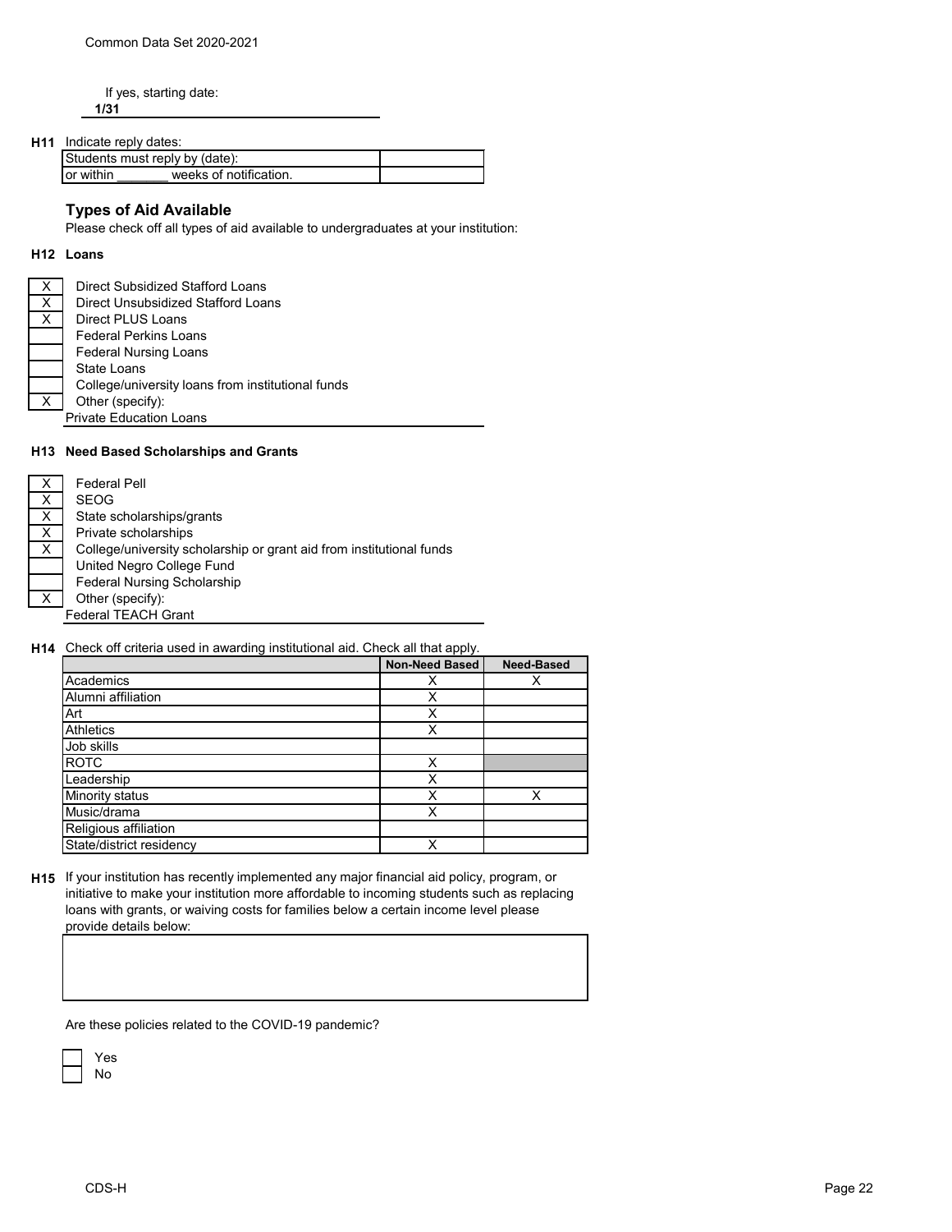If yes, starting date:

**1/31**

**H11** Indicate reply dates:

| | |
|---|---|
| Students must reply by (date): | |
| or within _______ weeks of notification. | |

## Types of Aid Available

Please check off all types of aid available to undergraduates at your institution:

### H12 Loans

| | |
|---|---|
| X | Direct Subsidized Stafford Loans |
| X | Direct Unsubsidized Stafford Loans |
| X | Direct PLUS Loans |
| | Federal Perkins Loans |
| | Federal Nursing Loans |
| | State Loans |
| | College/university loans from institutional funds |
| X | Other (specify): |

Private Education Loans

### H13 Need Based Scholarships and Grants

| | |
|---|---|
| X | Federal Pell |
| X | SEOG |
| X | State scholarships/grants |
| X | Private scholarships |
| X | College/university scholarship or grant aid from institutional funds |
| | United Negro College Fund |
| | Federal Nursing Scholarship |
| X | Other (specify): |

Federal TEACH Grant

**H14** Check off criteria used in awarding institutional aid. Check all that apply.

| | Non-Need Based | Need-Based |
|---|---|---|
| Academics | X | X |
| Alumni affiliation | X | |
| Art | X | |
| Athletics | X | |
| Job skills | | |
| ROTC | X | |
| Leadership | X | |
| Minority status | X | X |
| Music/drama | X | |
| Religious affiliation | | |
| State/district residency | X | |

**H15** If your institution has recently implemented any major financial aid policy, program, or initiative to make your institution more affordable to incoming students such as replacing loans with grants, or waiving costs for families below a certain income level please provide details below:

Are these policies related to the COVID-19 pandemic?

- [ ] Yes
- [ ] No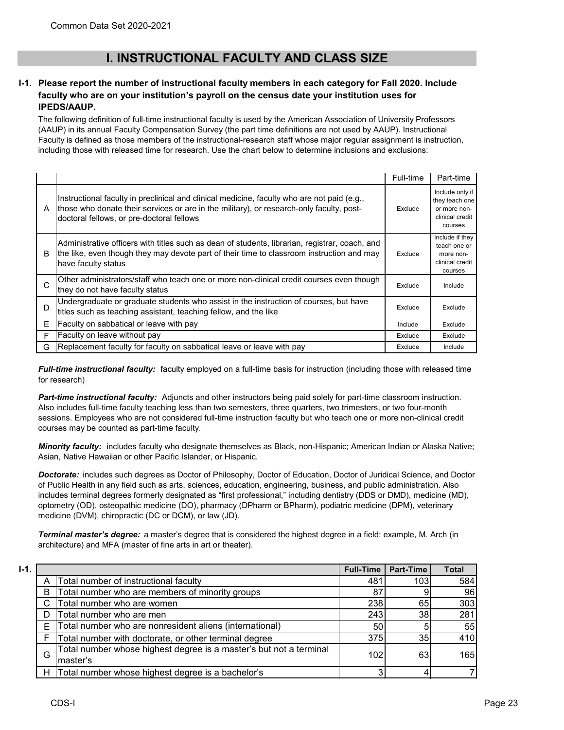# I. INSTRUCTIONAL FACULTY AND CLASS SIZE

**I-1. Please report the number of instructional faculty members in each category for Fall 2020. Include faculty who are on your institution's payroll on the census date your institution uses for IPEDS/AAUP.**

The following definition of full-time instructional faculty is used by the American Association of University Professors (AAUP) in its annual Faculty Compensation Survey (the part time definitions are not used by AAUP). Instructional Faculty is defined as those members of the instructional-research staff whose major regular assignment is instruction, including those with released time for research. Use the chart below to determine inclusions and exclusions:

| | | Full-time | Part-time |
|---|---|---|---|
| A | Instructional faculty in preclinical and clinical medicine, faculty who are not paid (e.g., those who donate their services or are in the military), or research-only faculty, post-doctoral fellows, or pre-doctoral fellows | Exclude | Include only if they teach one or more non-clinical credit courses |
| B | Administrative officers with titles such as dean of students, librarian, registrar, coach, and the like, even though they may devote part of their time to classroom instruction and may have faculty status | Exclude | Include if they teach one or more non-clinical credit courses |
| C | Other administrators/staff who teach one or more non-clinical credit courses even though they do not have faculty status | Exclude | Include |
| D | Undergraduate or graduate students who assist in the instruction of courses, but have titles such as teaching assistant, teaching fellow, and the like | Exclude | Exclude |
| E | Faculty on sabbatical or leave with pay | Include | Exclude |
| F | Faculty on leave without pay | Exclude | Exclude |
| G | Replacement faculty for faculty on sabbatical leave or leave with pay | Exclude | Include |

***Full-time instructional faculty:*** faculty employed on a full-time basis for instruction (including those with released time for research)

***Part-time instructional faculty:*** Adjuncts and other instructors being paid solely for part-time classroom instruction. Also includes full-time faculty teaching less than two semesters, three quarters, two trimesters, or two four-month sessions. Employees who are not considered full-time instruction faculty but who teach one or more non-clinical credit courses may be counted as part-time faculty.

***Minority faculty:*** includes faculty who designate themselves as Black, non-Hispanic; American Indian or Alaska Native; Asian, Native Hawaiian or other Pacific Islander, or Hispanic.

***Doctorate:*** includes such degrees as Doctor of Philosophy, Doctor of Education, Doctor of Juridical Science, and Doctor of Public Health in any field such as arts, sciences, education, engineering, business, and public administration. Also includes terminal degrees formerly designated as "first professional," including dentistry (DDS or DMD), medicine (MD), optometry (OD), osteopathic medicine (DO), pharmacy (DPharm or BPharm), podiatric medicine (DPM), veterinary medicine (DVM), chiropractic (DC or DCM), or law (JD).

***Terminal master's degree:*** a master's degree that is considered the highest degree in a field: example, M. Arch (in architecture) and MFA (master of fine arts in art or theater).

**I-1.**

| | | Full-Time | Part-Time | Total |
|---|---|---|---|---|
| A | Total number of instructional faculty | 481 | 103 | 584 |
| B | Total number who are members of minority groups | 87 | 9 | 96 |
| C | Total number who are women | 238 | 65 | 303 |
| D | Total number who are men | 243 | 38 | 281 |
| E | Total number who are nonresident aliens (international) | 50 | 5 | 55 |
| F | Total number with doctorate, or other terminal degree | 375 | 35 | 410 |
| G | Total number whose highest degree is a master's but not a terminal master's | 102 | 63 | 165 |
| H | Total number whose highest degree is a bachelor's | 3 | 4 | 7 |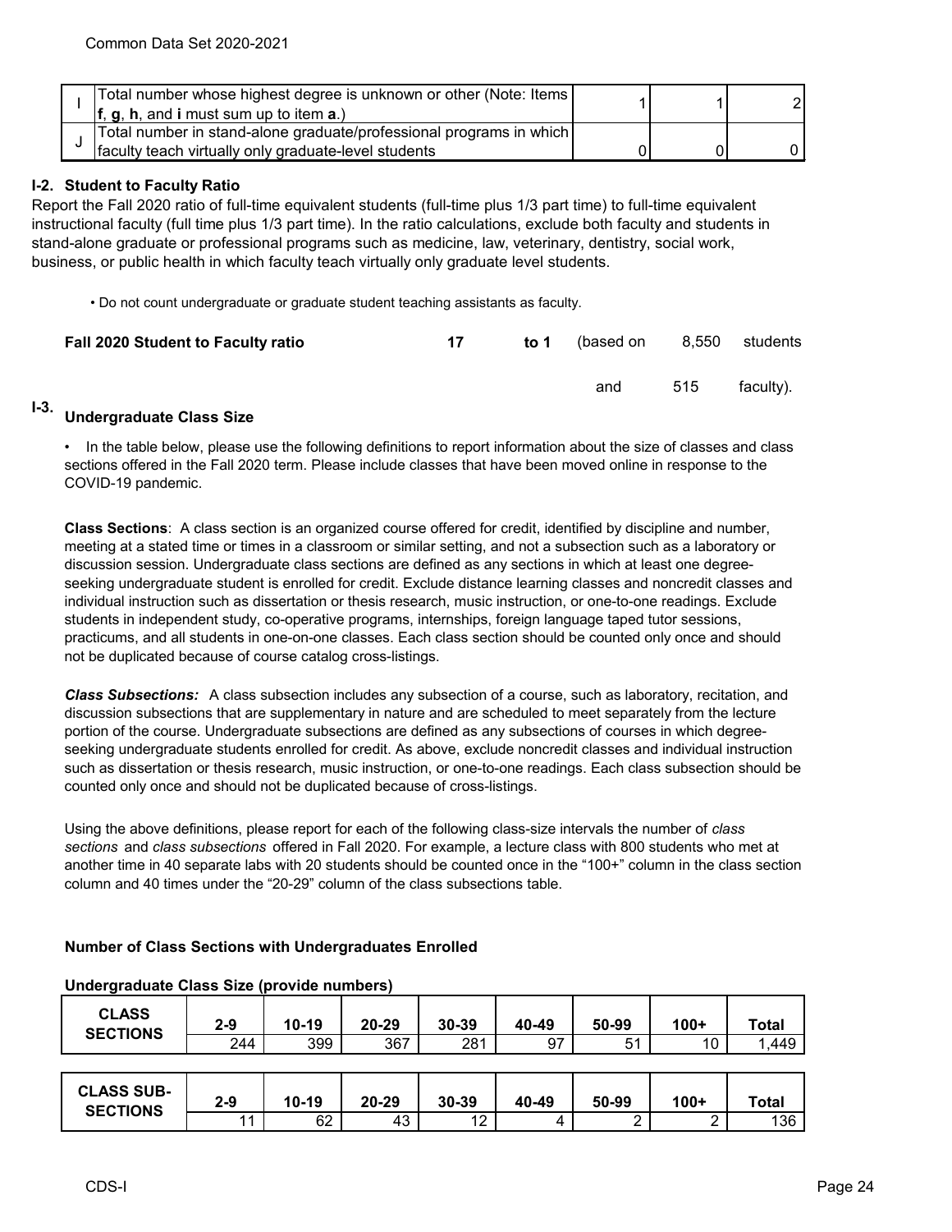| | | | | |
|---|---|---|---|---|
| I | Total number whose highest degree is unknown or other (Note: Items **f**, **g**, **h**, and **i** must sum up to item **a**.) | 1 | 1 | 2 |
| J | Total number in stand-alone graduate/professional programs in which faculty teach virtually only graduate-level students | 0 | 0 | 0 |

## I-2. Student to Faculty Ratio

Report the Fall 2020 ratio of full-time equivalent students (full-time plus 1/3 part time) to full-time equivalent instructional faculty (full time plus 1/3 part time). In the ratio calculations, exclude both faculty and students in stand-alone graduate or professional programs such as medicine, law, veterinary, dentistry, social work, business, or public health in which faculty teach virtually only graduate level students.

- Do not count undergraduate or graduate student teaching assistants as faculty.

**Fall 2020 Student to Faculty ratio** **17** **to 1** (based on 8,550 students and 515 faculty).

## I-3. Undergraduate Class Size

- In the table below, please use the following definitions to report information about the size of classes and class sections offered in the Fall 2020 term. Please include classes that have been moved online in response to the COVID-19 pandemic.

**Class Sections**: A class section is an organized course offered for credit, identified by discipline and number, meeting at a stated time or times in a classroom or similar setting, and not a subsection such as a laboratory or discussion session. Undergraduate class sections are defined as any sections in which at least one degree-seeking undergraduate student is enrolled for credit. Exclude distance learning classes and noncredit classes and individual instruction such as dissertation or thesis research, music instruction, or one-to-one readings. Exclude students in independent study, co-operative programs, internships, foreign language taped tutor sessions, practicums, and all students in one-on-one classes. Each class section should be counted only once and should not be duplicated because of course catalog cross-listings.

***Class Subsections:*** A class subsection includes any subsection of a course, such as laboratory, recitation, and discussion subsections that are supplementary in nature and are scheduled to meet separately from the lecture portion of the course. Undergraduate subsections are defined as any subsections of courses in which degree-seeking undergraduate students enrolled for credit. As above, exclude noncredit classes and individual instruction such as dissertation or thesis research, music instruction, or one-to-one readings. Each class subsection should be counted only once and should not be duplicated because of cross-listings.

Using the above definitions, please report for each of the following class-size intervals the number of *class sections* and *class subsections* offered in Fall 2020. For example, a lecture class with 800 students who met at another time in 40 separate labs with 20 students should be counted once in the "100+" column in the class section column and 40 times under the "20-29" column of the class subsections table.

**Number of Class Sections with Undergraduates Enrolled**

**Undergraduate Class Size (provide numbers)**

| CLASS SECTIONS | 2-9 | 10-19 | 20-29 | 30-39 | 40-49 | 50-99 | 100+ | Total |
|---|---|---|---|---|---|---|---|---|
| | 244 | 399 | 367 | 281 | 97 | 51 | 10 | 1,449 |

| CLASS SUB-SECTIONS | 2-9 | 10-19 | 20-29 | 30-39 | 40-49 | 50-99 | 100+ | Total |
|---|---|---|---|---|---|---|---|---|
| | 11 | 62 | 43 | 12 | 4 | 2 | 2 | 136 |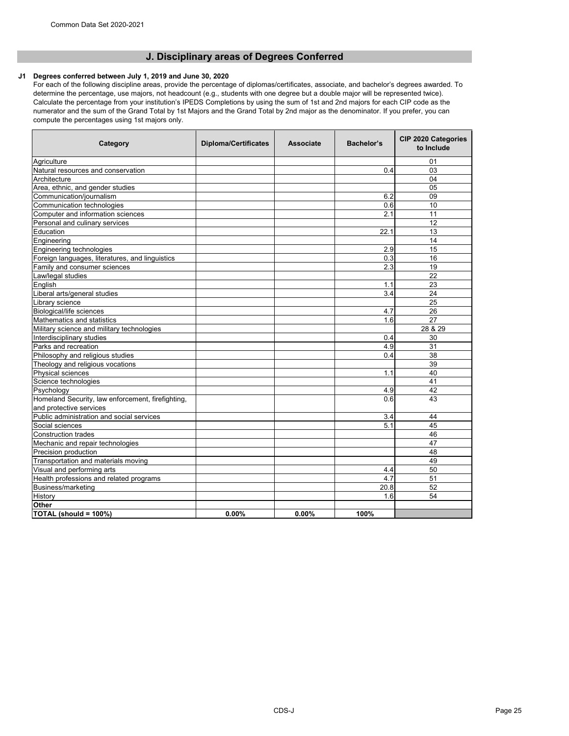## J. Disciplinary areas of Degrees Conferred

**J1 Degrees conferred between July 1, 2019 and June 30, 2020**

For each of the following discipline areas, provide the percentage of diplomas/certificates, associate, and bachelor's degrees awarded. To determine the percentage, use majors, not headcount (e.g., students with one degree but a double major will be represented twice). Calculate the percentage from your institution's IPEDS Completions by using the sum of 1st and 2nd majors for each CIP code as the numerator and the sum of the Grand Total by 1st Majors and the Grand Total by 2nd major as the denominator. If you prefer, you can compute the percentages using 1st majors only.

| Category | Diploma/Certificates | Associate | Bachelor's | CIP 2020 Categories to Include |
|---|---|---|---|---|
| Agriculture | | | | 01 |
| Natural resources and conservation | | | 0.4 | 03 |
| Architecture | | | | 04 |
| Area, ethnic, and gender studies | | | | 05 |
| Communication/journalism | | | 6.2 | 09 |
| Communication technologies | | | 0.6 | 10 |
| Computer and information sciences | | | 2.1 | 11 |
| Personal and culinary services | | | | 12 |
| Education | | | 22.1 | 13 |
| Engineering | | | | 14 |
| Engineering technologies | | | 2.9 | 15 |
| Foreign languages, literatures, and linguistics | | | 0.3 | 16 |
| Family and consumer sciences | | | 2.3 | 19 |
| Law/legal studies | | | | 22 |
| English | | | 1.1 | 23 |
| Liberal arts/general studies | | | 3.4 | 24 |
| Library science | | | | 25 |
| Biological/life sciences | | | 4.7 | 26 |
| Mathematics and statistics | | | 1.6 | 27 |
| Military science and military technologies | | | | 28 & 29 |
| Interdisciplinary studies | | | 0.4 | 30 |
| Parks and recreation | | | 4.9 | 31 |
| Philosophy and religious studies | | | 0.4 | 38 |
| Theology and religious vocations | | | | 39 |
| Physical sciences | | | 1.1 | 40 |
| Science technologies | | | | 41 |
| Psychology | | | 4.9 | 42 |
| Homeland Security, law enforcement, firefighting, and protective services | | | 0.6 | 43 |
| Public administration and social services | | | 3.4 | 44 |
| Social sciences | | | 5.1 | 45 |
| Construction trades | | | | 46 |
| Mechanic and repair technologies | | | | 47 |
| Precision production | | | | 48 |
| Transportation and materials moving | | | | 49 |
| Visual and performing arts | | | 4.4 | 50 |
| Health professions and related programs | | | 4.7 | 51 |
| Business/marketing | | | 20.8 | 52 |
| History | | | 1.6 | 54 |
| **Other** | | | | |
| **TOTAL (should = 100%)** | **0.00%** | **0.00%** | **100%** | |